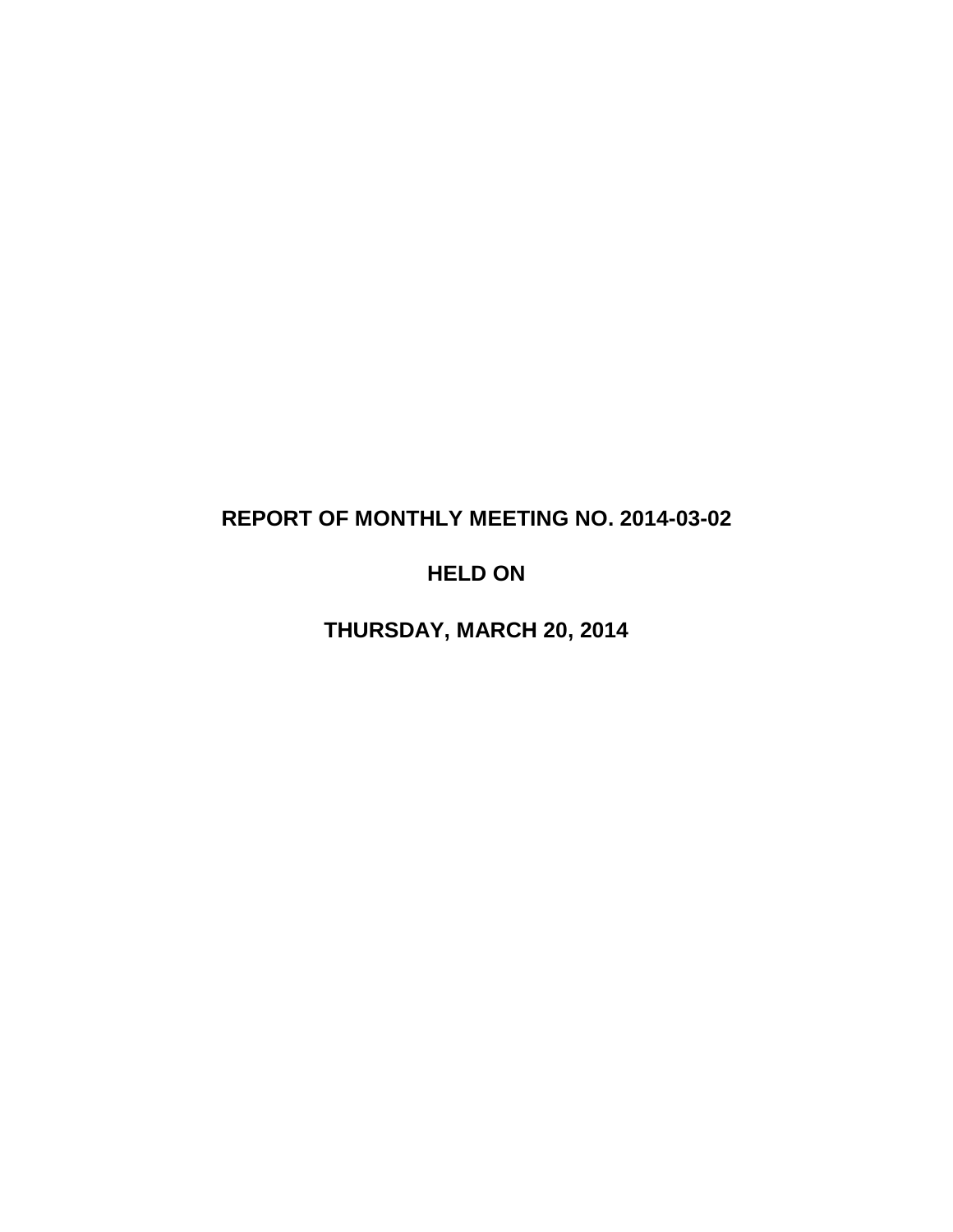# REPORT OF MONTHLY MEETING NO. 2014-03-02

# HELD ON

# THURSDAY, MARCH 20, 2014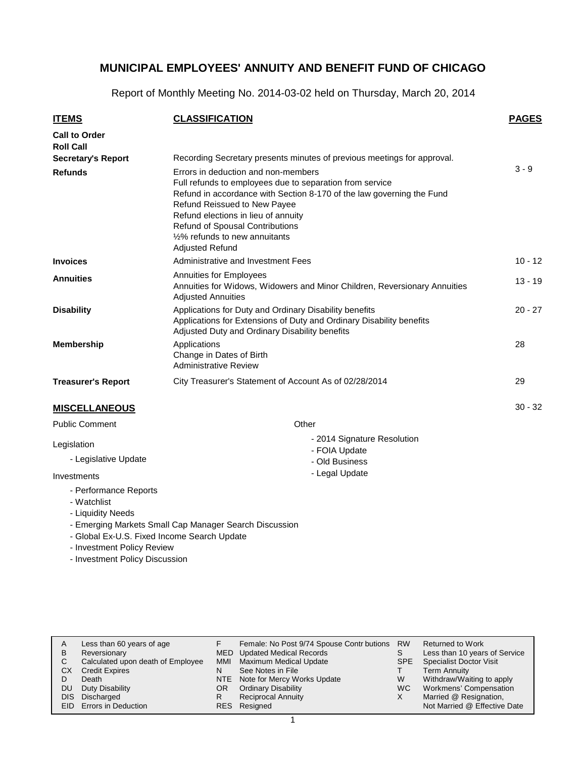# MUNICIPAL EMPLOYEES' ANNUITY AND BENEFIT FUND OF CHICAGO

Report of Monthly Meeting No. 2014-03-02 held on Thursday, March 20, 2014

| ITEMS | CLASSIFICATION | PAGES |
|---|---|---|
| **Call to Order** | | |
| **Roll Call** | | |
| **Secretary's Report** | Recording Secretary presents minutes of previous meetings for approval. | |
| **Refunds** | Errors in deduction and non-members<br>Full refunds to employees due to separation from service<br>Refund in accordance with Section 8-170 of the law governing the Fund<br>Refund Reissued to New Payee<br>Refund elections in lieu of annuity<br>Refund of Spousal Contributions<br>½% refunds to new annuitants<br>Adjusted Refund | 3 - 9 |
| **Invoices** | Administrative and Investment Fees | 10 - 12 |
| **Annuities** | Annuities for Employees<br>Annuities for Widows, Widowers and Minor Children, Reversionary Annuities<br>Adjusted Annuities | 13 - 19 |
| **Disability** | Applications for Duty and Ordinary Disability benefits<br>Applications for Extensions of Duty and Ordinary Disability benefits<br>Adjusted Duty and Ordinary Disability benefits | 20 - 27 |
| **Membership** | Applications<br>Change in Dates of Birth<br>Administrative Review | 28 |
| **Treasurer's Report** | City Treasurer's Statement of Account As of 02/28/2014 | 29 |

## MISCELLANEOUS

30 - 32

Public Comment

Legislation

- Legislative Update

Investments

- Performance Reports
- Watchlist
- Liquidity Needs
- Emerging Markets Small Cap Manager Search Discussion
- Global Ex-U.S. Fixed Income Search Update
- Investment Policy Review
- Investment Policy Discussion

Other

- 2014 Signature Resolution
- FOIA Update
- Old Business
- Legal Update

| | | | | | |
|---|---|---|---|---|---|
| A | Less than 60 years of age | F | Female: No Post 9/74 Spouse Contributions | RW | Returned to Work |
| B | Reversionary | MED | Updated Medical Records | S | Less than 10 years of Service |
| C | Calculated upon death of Employee | MMI | Maximum Medical Update | SPE | Specialist Doctor Visit |
| CX | Credit Expires | N | See Notes in File | T | Term Annuity |
| D | Death | NTE | Note for Mercy Works Update | W | Withdraw/Waiting to apply |
| DU | Duty Disability | OR | Ordinary Disability | WC | Workmens' Compensation |
| DIS | Discharged | R | Reciprocal Annuity | X | Married @ Resignation, Not Married @ Effective Date |
| EID | Errors in Deduction | RES | Resigned | | |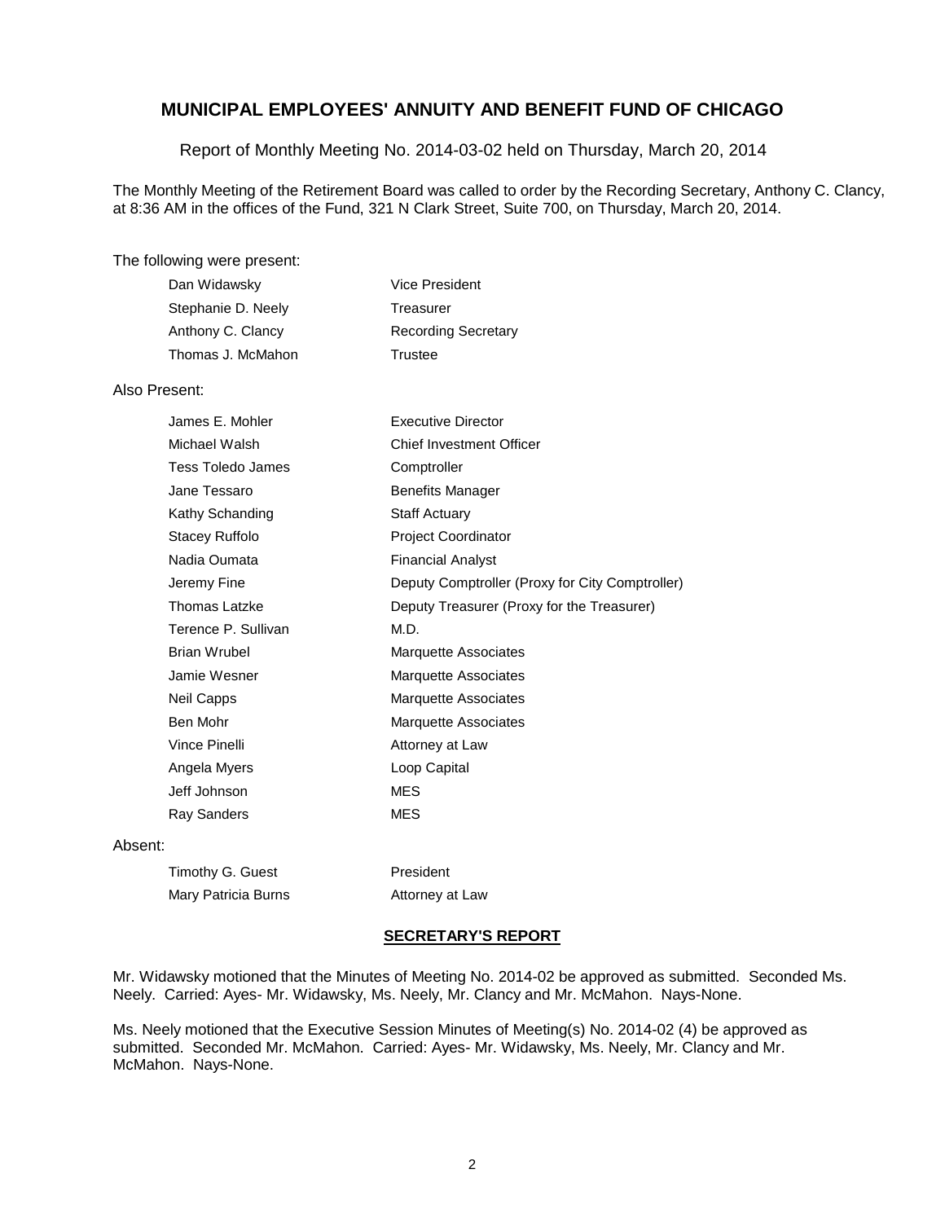## MUNICIPAL EMPLOYEES' ANNUITY AND BENEFIT FUND OF CHICAGO

Report of Monthly Meeting No. 2014-03-02 held on Thursday, March 20, 2014

The Monthly Meeting of the Retirement Board was called to order by the Recording Secretary, Anthony C. Clancy, at 8:36 AM in the offices of the Fund, 321 N Clark Street, Suite 700, on Thursday, March 20, 2014.

The following were present:

| | |
|---|---|
| Dan Widawsky | Vice President |
| Stephanie D. Neely | Treasurer |
| Anthony C. Clancy | Recording Secretary |
| Thomas J. McMahon | Trustee |

Also Present:

| | |
|---|---|
| James E. Mohler | Executive Director |
| Michael Walsh | Chief Investment Officer |
| Tess Toledo James | Comptroller |
| Jane Tessaro | Benefits Manager |
| Kathy Schanding | Staff Actuary |
| Stacey Ruffolo | Project Coordinator |
| Nadia Oumata | Financial Analyst |
| Jeremy Fine | Deputy Comptroller (Proxy for City Comptroller) |
| Thomas Latzke | Deputy Treasurer (Proxy for the Treasurer) |
| Terence P. Sullivan | M.D. |
| Brian Wrubel | Marquette Associates |
| Jamie Wesner | Marquette Associates |
| Neil Capps | Marquette Associates |
| Ben Mohr | Marquette Associates |
| Vince Pinelli | Attorney at Law |
| Angela Myers | Loop Capital |
| Jeff Johnson | MES |
| Ray Sanders | MES |

Absent:

| | |
|---|---|
| Timothy G. Guest | President |
| Mary Patricia Burns | Attorney at Law |

**SECRETARY'S REPORT**

Mr. Widawsky motioned that the Minutes of Meeting No. 2014-02 be approved as submitted. Seconded Ms. Neely. Carried: Ayes- Mr. Widawsky, Ms. Neely, Mr. Clancy and Mr. McMahon. Nays-None.

Ms. Neely motioned that the Executive Session Minutes of Meeting(s) No. 2014-02 (4) be approved as submitted. Seconded Mr. McMahon. Carried: Ayes- Mr. Widawsky, Ms. Neely, Mr. Clancy and Mr. McMahon. Nays-None.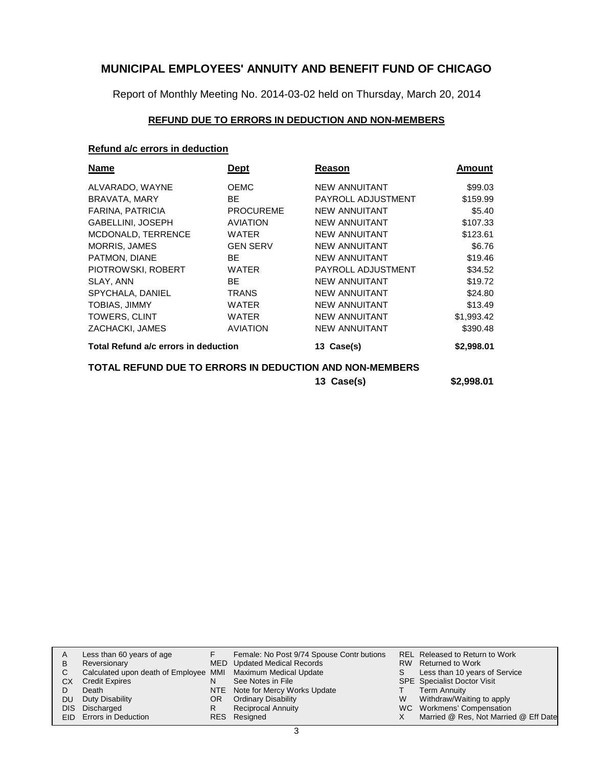# MUNICIPAL EMPLOYEES' ANNUITY AND BENEFIT FUND OF CHICAGO

Report of Monthly Meeting No. 2014-03-02 held on Thursday, March 20, 2014

## REFUND DUE TO ERRORS IN DEDUCTION AND NON-MEMBERS

### Refund a/c errors in deduction

| Name | Dept | Reason | Amount |
|---|---|---|---|
| ALVARADO, WAYNE | OEMC | NEW ANNUITANT | $99.03 |
| BRAVATA, MARY | BE | PAYROLL ADJUSTMENT | $159.99 |
| FARINA, PATRICIA | PROCUREME | NEW ANNUITANT | $5.40 |
| GABELLINI, JOSEPH | AVIATION | NEW ANNUITANT | $107.33 |
| MCDONALD, TERRENCE | WATER | NEW ANNUITANT | $123.61 |
| MORRIS, JAMES | GEN SERV | NEW ANNUITANT | $6.76 |
| PATMON, DIANE | BE | NEW ANNUITANT | $19.46 |
| PIOTROWSKI, ROBERT | WATER | PAYROLL ADJUSTMENT | $34.52 |
| SLAY, ANN | BE | NEW ANNUITANT | $19.72 |
| SPYCHALA, DANIEL | TRANS | NEW ANNUITANT | $24.80 |
| TOBIAS, JIMMY | WATER | NEW ANNUITANT | $13.49 |
| TOWERS, CLINT | WATER | NEW ANNUITANT | $1,993.42 |
| ZACHACKI, JAMES | AVIATION | NEW ANNUITANT | $390.48 |
| **Total Refund a/c errors in deduction** | | **13 Case(s)** | **$2,998.01** |

**TOTAL REFUND DUE TO ERRORS IN DEDUCTION AND NON-MEMBERS** **13 Case(s)** **$2,998.01**

| | | | | | |
|---|---|---|---|---|---|
| A | Less than 60 years of age | F | Female: No Post 9/74 Spouse Contr butions | REL | Released to Return to Work |
| B | Reversionary | MED | Updated Medical Records | RW | Returned to Work |
| C | Calculated upon death of Employee | MMI | Maximum Medical Update | S | Less than 10 years of Service |
| CX | Credit Expires | N | See Notes in File | SPE | Specialist Doctor Visit |
| D | Death | NTE | Note for Mercy Works Update | T | Term Annuity |
| DU | Duty Disability | OR | Ordinary Disability | W | Withdraw/Waiting to apply |
| DIS | Discharged | R | Reciprocal Annuity | WC | Workmens' Compensation |
| EID | Errors in Deduction | RES | Resigned | X | Married @ Res, Not Married @ Eff Date |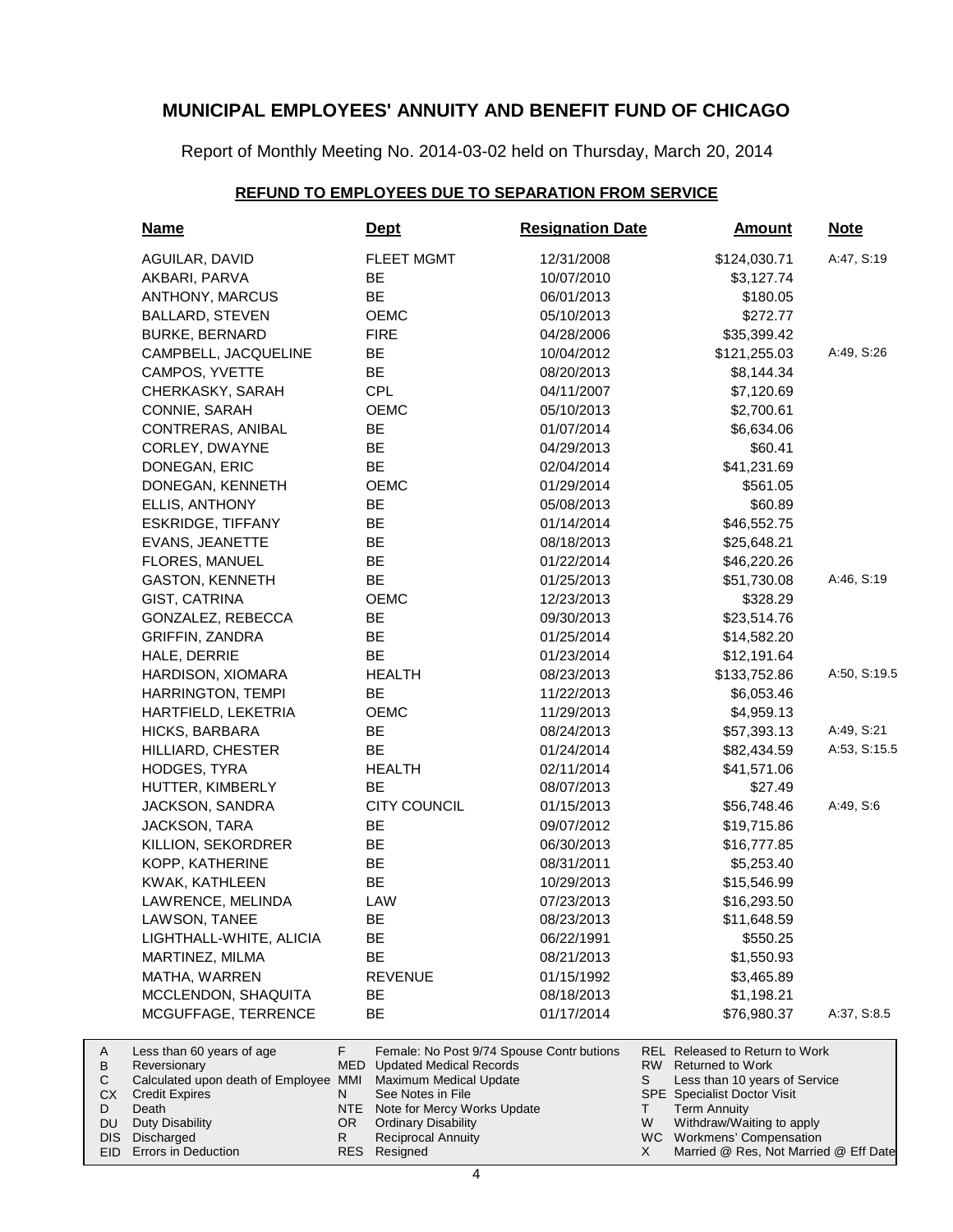# MUNICIPAL EMPLOYEES' ANNUITY AND BENEFIT FUND OF CHICAGO

Report of Monthly Meeting No. 2014-03-02 held on Thursday, March 20, 2014

## REFUND TO EMPLOYEES DUE TO SEPARATION FROM SERVICE

| Name | Dept | Resignation Date | Amount | Note |
|---|---|---|---|---|
| AGUILAR, DAVID | FLEET MGMT | 12/31/2008 | $124,030.71 | A:47, S:19 |
| AKBARI, PARVA | BE | 10/07/2010 | $3,127.74 | |
| ANTHONY, MARCUS | BE | 06/01/2013 | $180.05 | |
| BALLARD, STEVEN | OEMC | 05/10/2013 | $272.77 | |
| BURKE, BERNARD | FIRE | 04/28/2006 | $35,399.42 | |
| CAMPBELL, JACQUELINE | BE | 10/04/2012 | $121,255.03 | A:49, S:26 |
| CAMPOS, YVETTE | BE | 08/20/2013 | $8,144.34 | |
| CHERKASKY, SARAH | CPL | 04/11/2007 | $7,120.69 | |
| CONNIE, SARAH | OEMC | 05/10/2013 | $2,700.61 | |
| CONTRERAS, ANIBAL | BE | 01/07/2014 | $6,634.06 | |
| CORLEY, DWAYNE | BE | 04/29/2013 | $60.41 | |
| DONEGAN, ERIC | BE | 02/04/2014 | $41,231.69 | |
| DONEGAN, KENNETH | OEMC | 01/29/2014 | $561.05 | |
| ELLIS, ANTHONY | BE | 05/08/2013 | $60.89 | |
| ESKRIDGE, TIFFANY | BE | 01/14/2014 | $46,552.75 | |
| EVANS, JEANETTE | BE | 08/18/2013 | $25,648.21 | |
| FLORES, MANUEL | BE | 01/22/2014 | $46,220.26 | |
| GASTON, KENNETH | BE | 01/25/2013 | $51,730.08 | A:46, S:19 |
| GIST, CATRINA | OEMC | 12/23/2013 | $328.29 | |
| GONZALEZ, REBECCA | BE | 09/30/2013 | $23,514.76 | |
| GRIFFIN, ZANDRA | BE | 01/25/2014 | $14,582.20 | |
| HALE, DERRIE | BE | 01/23/2014 | $12,191.64 | |
| HARDISON, XIOMARA | HEALTH | 08/23/2013 | $133,752.86 | A:50, S:19.5 |
| HARRINGTON, TEMPI | BE | 11/22/2013 | $6,053.46 | |
| HARTFIELD, LEKETRIA | OEMC | 11/29/2013 | $4,959.13 | |
| HICKS, BARBARA | BE | 08/24/2013 | $57,393.13 | A:49, S:21 |
| HILLIARD, CHESTER | BE | 01/24/2014 | $82,434.59 | A:53, S:15.5 |
| HODGES, TYRA | HEALTH | 02/11/2014 | $41,571.06 | |
| HUTTER, KIMBERLY | BE | 08/07/2013 | $27.49 | |
| JACKSON, SANDRA | CITY COUNCIL | 01/15/2013 | $56,748.46 | A:49, S:6 |
| JACKSON, TARA | BE | 09/07/2012 | $19,715.86 | |
| KILLION, SEKORDRER | BE | 06/30/2013 | $16,777.85 | |
| KOPP, KATHERINE | BE | 08/31/2011 | $5,253.40 | |
| KWAK, KATHLEEN | BE | 10/29/2013 | $15,546.99 | |
| LAWRENCE, MELINDA | LAW | 07/23/2013 | $16,293.50 | |
| LAWSON, TANEE | BE | 08/23/2013 | $11,648.59 | |
| LIGHTHALL-WHITE, ALICIA | BE | 06/22/1991 | $550.25 | |
| MARTINEZ, MILMA | BE | 08/21/2013 | $1,550.93 | |
| MATHA, WARREN | REVENUE | 01/15/1992 | $3,465.89 | |
| MCCLENDON, SHAQUITA | BE | 08/18/2013 | $1,198.21 | |
| MCGUFFAGE, TERRENCE | BE | 01/17/2014 | $76,980.37 | A:37, S:8.5 |

| | | | | | |
|---|---|---|---|---|---|
| A | Less than 60 years of age | F | Female: No Post 9/74 Spouse Contributions | REL | Released to Return to Work |
| B | Reversionary | MED | Updated Medical Records | RW | Returned to Work |
| C | Calculated upon death of Employee | MMI | Maximum Medical Update | S | Less than 10 years of Service |
| CX | Credit Expires | N | See Notes in File | SPE | Specialist Doctor Visit |
| D | Death | NTE | Note for Mercy Works Update | T | Term Annuity |
| DU | Duty Disability | OR | Ordinary Disability | W | Withdraw/Waiting to apply |
| DIS | Discharged | R | Reciprocal Annuity | WC | Workmens' Compensation |
| EID | Errors in Deduction | RES | Resigned | X | Married @ Res, Not Married @ Eff Date |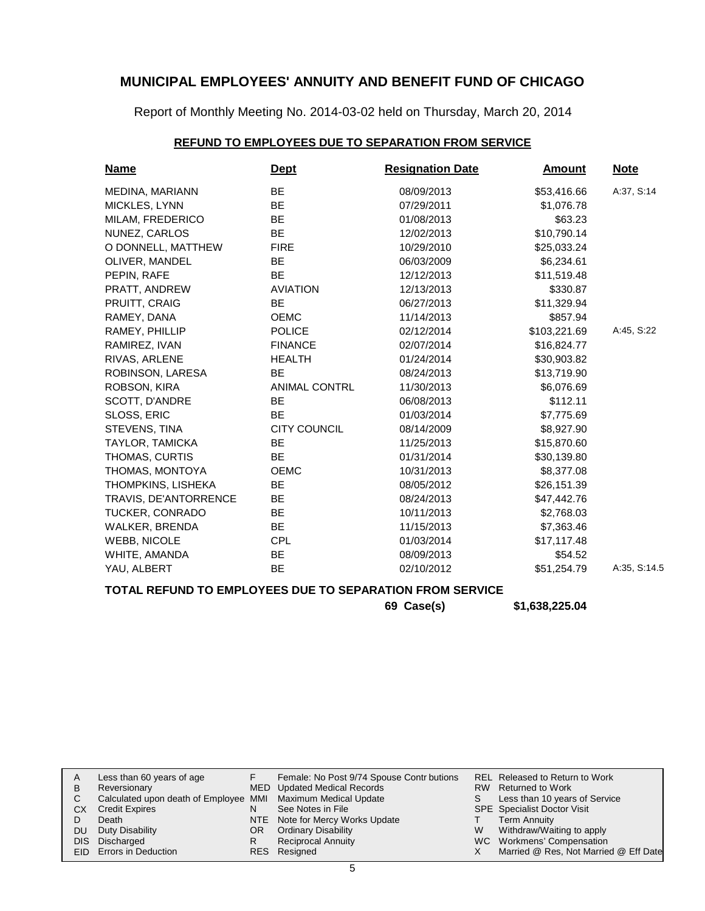# MUNICIPAL EMPLOYEES' ANNUITY AND BENEFIT FUND OF CHICAGO

Report of Monthly Meeting No. 2014-03-02 held on Thursday, March 20, 2014

## REFUND TO EMPLOYEES DUE TO SEPARATION FROM SERVICE

| Name | Dept | Resignation Date | Amount | Note |
|---|---|---|---|---|
| MEDINA, MARIANN | BE | 08/09/2013 | $53,416.66 | A:37, S:14 |
| MICKLES, LYNN | BE | 07/29/2011 | $1,076.78 | |
| MILAM, FREDERICO | BE | 01/08/2013 | $63.23 | |
| NUNEZ, CARLOS | BE | 12/02/2013 | $10,790.14 | |
| O DONNELL, MATTHEW | FIRE | 10/29/2010 | $25,033.24 | |
| OLIVER, MANDEL | BE | 06/03/2009 | $6,234.61 | |
| PEPIN, RAFE | BE | 12/12/2013 | $11,519.48 | |
| PRATT, ANDREW | AVIATION | 12/13/2013 | $330.87 | |
| PRUITT, CRAIG | BE | 06/27/2013 | $11,329.94 | |
| RAMEY, DANA | OEMC | 11/14/2013 | $857.94 | |
| RAMEY, PHILLIP | POLICE | 02/12/2014 | $103,221.69 | A:45, S:22 |
| RAMIREZ, IVAN | FINANCE | 02/07/2014 | $16,824.77 | |
| RIVAS, ARLENE | HEALTH | 01/24/2014 | $30,903.82 | |
| ROBINSON, LARESA | BE | 08/24/2013 | $13,719.90 | |
| ROBSON, KIRA | ANIMAL CONTRL | 11/30/2013 | $6,076.69 | |
| SCOTT, D'ANDRE | BE | 06/08/2013 | $112.11 | |
| SLOSS, ERIC | BE | 01/03/2014 | $7,775.69 | |
| STEVENS, TINA | CITY COUNCIL | 08/14/2009 | $8,927.90 | |
| TAYLOR, TAMICKA | BE | 11/25/2013 | $15,870.60 | |
| THOMAS, CURTIS | BE | 01/31/2014 | $30,139.80 | |
| THOMAS, MONTOYA | OEMC | 10/31/2013 | $8,377.08 | |
| THOMPKINS, LISHEKA | BE | 08/05/2012 | $26,151.39 | |
| TRAVIS, DE'ANTORRENCE | BE | 08/24/2013 | $47,442.76 | |
| TUCKER, CONRADO | BE | 10/11/2013 | $2,768.03 | |
| WALKER, BRENDA | BE | 11/15/2013 | $7,363.46 | |
| WEBB, NICOLE | CPL | 01/03/2014 | $17,117.48 | |
| WHITE, AMANDA | BE | 08/09/2013 | $54.52 | |
| YAU, ALBERT | BE | 02/10/2012 | $51,254.79 | A:35, S:14.5 |

**TOTAL REFUND TO EMPLOYEES DUE TO SEPARATION FROM SERVICE**

**69 Case(s) $1,638,225.04**

| | | | | | |
|---|---|---|---|---|---|
| A | Less than 60 years of age | F | Female: No Post 9/74 Spouse Contr butions | REL | Released to Return to Work |
| B | Reversionary | MED | Updated Medical Records | RW | Returned to Work |
| C | Calculated upon death of Employee | MMI | Maximum Medical Update | S | Less than 10 years of Service |
| CX | Credit Expires | N | See Notes in File | SPE | Specialist Doctor Visit |
| D | Death | NTE | Note for Mercy Works Update | T | Term Annuity |
| DU | Duty Disability | OR | Ordinary Disability | W | Withdraw/Waiting to apply |
| DIS | Discharged | R | Reciprocal Annuity | WC | Workmens' Compensation |
| EID | Errors in Deduction | RES | Resigned | X | Married @ Res, Not Married @ Eff Date |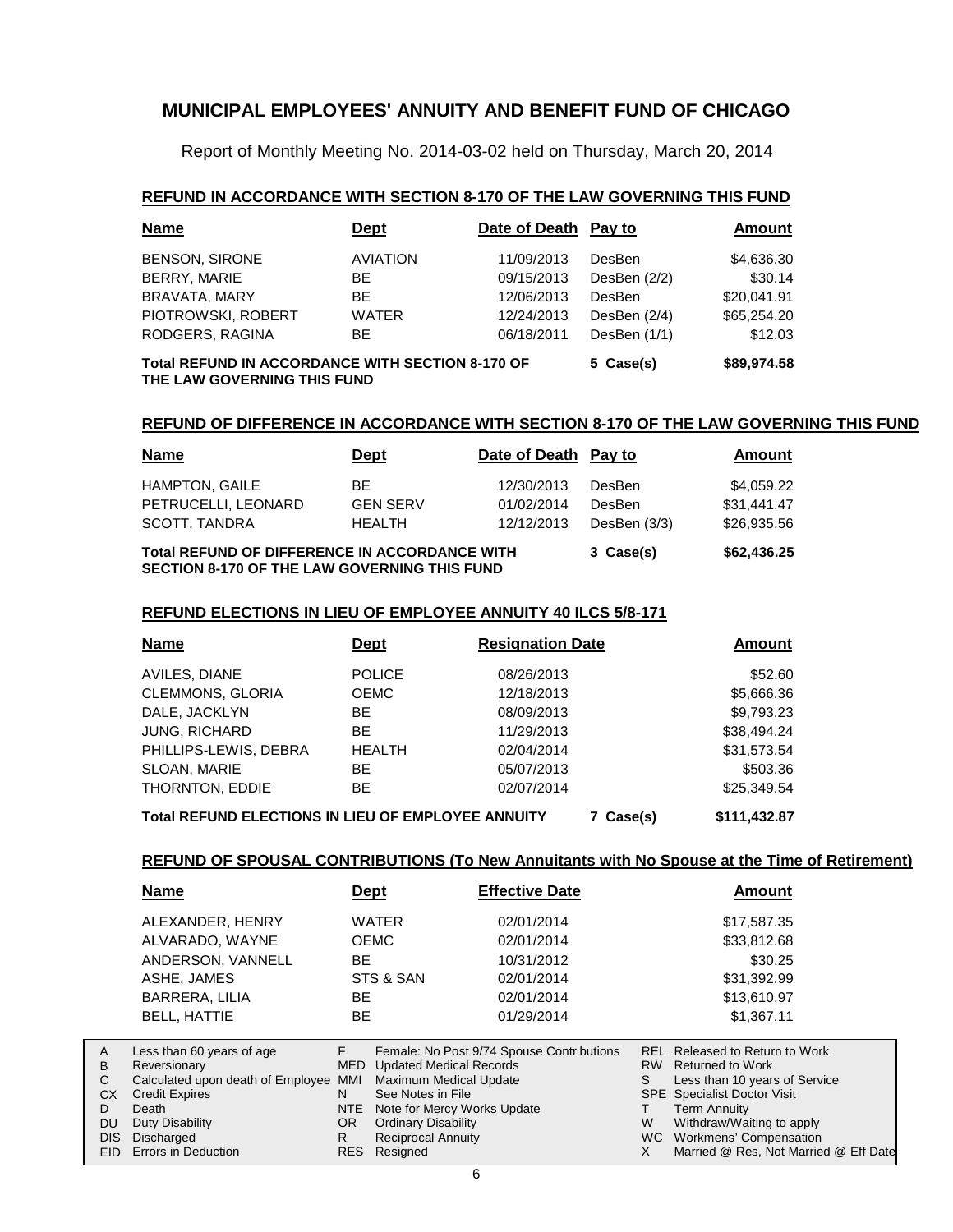# MUNICIPAL EMPLOYEES' ANNUITY AND BENEFIT FUND OF CHICAGO

Report of Monthly Meeting No. 2014-03-02 held on Thursday, March 20, 2014

## REFUND IN ACCORDANCE WITH SECTION 8-170 OF THE LAW GOVERNING THIS FUND

| Name | Dept | Date of Death | Pay to | Amount |
|---|---|---|---|---|
| BENSON, SIRONE | AVIATION | 11/09/2013 | DesBen | $4,636.30 |
| BERRY, MARIE | BE | 09/15/2013 | DesBen (2/2) | $30.14 |
| BRAVATA, MARY | BE | 12/06/2013 | DesBen | $20,041.91 |
| PIOTROWSKI, ROBERT | WATER | 12/24/2013 | DesBen (2/4) | $65,254.20 |
| RODGERS, RAGINA | BE | 06/18/2011 | DesBen (1/1) | $12.03 |

**Total REFUND IN ACCORDANCE WITH SECTION 8-170 OF THE LAW GOVERNING THIS FUND** — **5 Case(s)** — **$89,974.58**

## REFUND OF DIFFERENCE IN ACCORDANCE WITH SECTION 8-170 OF THE LAW GOVERNING THIS FUND

| Name | Dept | Date of Death | Pay to | Amount |
|---|---|---|---|---|
| HAMPTON, GAILE | BE | 12/30/2013 | DesBen | $4,059.22 |
| PETRUCELLI, LEONARD | GEN SERV | 01/02/2014 | DesBen | $31,441.47 |
| SCOTT, TANDRA | HEALTH | 12/12/2013 | DesBen (3/3) | $26,935.56 |

**Total REFUND OF DIFFERENCE IN ACCORDANCE WITH SECTION 8-170 OF THE LAW GOVERNING THIS FUND** — **3 Case(s)** — **$62,436.25**

## REFUND ELECTIONS IN LIEU OF EMPLOYEE ANNUITY 40 ILCS 5/8-171

| Name | Dept | Resignation Date | Amount |
|---|---|---|---|
| AVILES, DIANE | POLICE | 08/26/2013 | $52.60 |
| CLEMMONS, GLORIA | OEMC | 12/18/2013 | $5,666.36 |
| DALE, JACKLYN | BE | 08/09/2013 | $9,793.23 |
| JUNG, RICHARD | BE | 11/29/2013 | $38,494.24 |
| PHILLIPS-LEWIS, DEBRA | HEALTH | 02/04/2014 | $31,573.54 |
| SLOAN, MARIE | BE | 05/07/2013 | $503.36 |
| THORNTON, EDDIE | BE | 02/07/2014 | $25,349.54 |

**Total REFUND ELECTIONS IN LIEU OF EMPLOYEE ANNUITY** — **7 Case(s)** — **$111,432.87**

## REFUND OF SPOUSAL CONTRIBUTIONS (To New Annuitants with No Spouse at the Time of Retirement)

| Name | Dept | Effective Date | Amount |
|---|---|---|---|
| ALEXANDER, HENRY | WATER | 02/01/2014 | $17,587.35 |
| ALVARADO, WAYNE | OEMC | 02/01/2014 | $33,812.68 |
| ANDERSON, VANNELL | BE | 10/31/2012 | $30.25 |
| ASHE, JAMES | STS & SAN | 02/01/2014 | $31,392.99 |
| BARRERA, LILIA | BE | 02/01/2014 | $13,610.97 |
| BELL, HATTIE | BE | 01/29/2014 | $1,367.11 |

| Code | Description | Code | Description | Code | Description |
|---|---|---|---|---|---|
| A | Less than 60 years of age | F | Female: No Post 9/74 Spouse Contributions | REL | Released to Return to Work |
| B | Reversionary | MED | Updated Medical Records | RW | Returned to Work |
| C | Calculated upon death of Employee | MMI | Maximum Medical Update | S | Less than 10 years of Service |
| CX | Credit Expires | N | See Notes in File | SPE | Specialist Doctor Visit |
| D | Death | NTE | Note for Mercy Works Update | T | Term Annuity |
| DU | Duty Disability | OR | Ordinary Disability | W | Withdraw/Waiting to apply |
| DIS | Discharged | R | Reciprocal Annuity | WC | Workmens' Compensation |
| EID | Errors in Deduction | RES | Resigned | X | Married @ Res, Not Married @ Eff Date |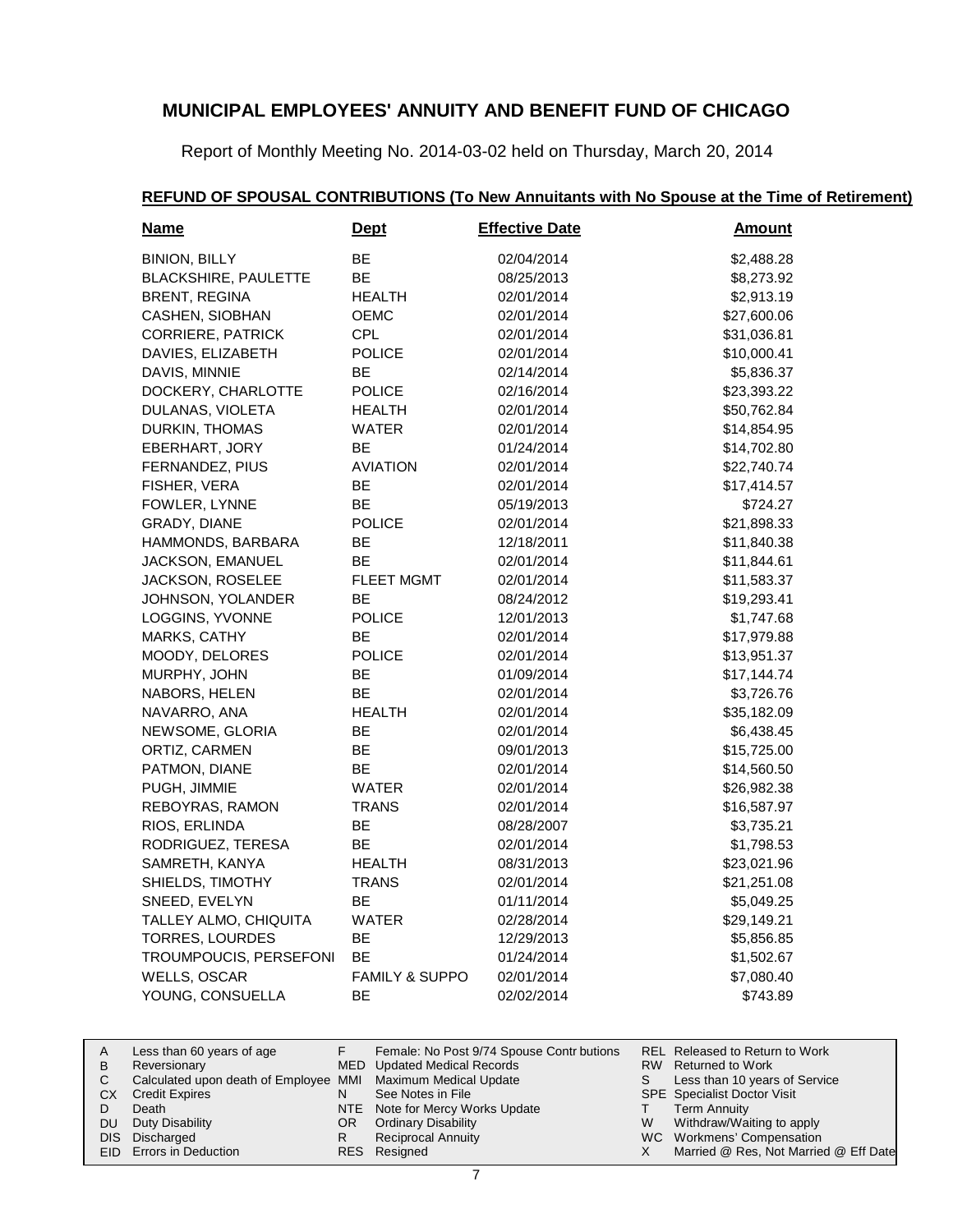# MUNICIPAL EMPLOYEES' ANNUITY AND BENEFIT FUND OF CHICAGO

Report of Monthly Meeting No. 2014-03-02 held on Thursday, March 20, 2014

## REFUND OF SPOUSAL CONTRIBUTIONS (To New Annuitants with No Spouse at the Time of Retirement)

| Name | Dept | Effective Date | Amount |
|---|---|---|---|
| BINION, BILLY | BE | 02/04/2014 | $2,488.28 |
| BLACKSHIRE, PAULETTE | BE | 08/25/2013 | $8,273.92 |
| BRENT, REGINA | HEALTH | 02/01/2014 | $2,913.19 |
| CASHEN, SIOBHAN | OEMC | 02/01/2014 | $27,600.06 |
| CORRIERE, PATRICK | CPL | 02/01/2014 | $31,036.81 |
| DAVIES, ELIZABETH | POLICE | 02/01/2014 | $10,000.41 |
| DAVIS, MINNIE | BE | 02/14/2014 | $5,836.37 |
| DOCKERY, CHARLOTTE | POLICE | 02/16/2014 | $23,393.22 |
| DULANAS, VIOLETA | HEALTH | 02/01/2014 | $50,762.84 |
| DURKIN, THOMAS | WATER | 02/01/2014 | $14,854.95 |
| EBERHART, JORY | BE | 01/24/2014 | $14,702.80 |
| FERNANDEZ, PIUS | AVIATION | 02/01/2014 | $22,740.74 |
| FISHER, VERA | BE | 02/01/2014 | $17,414.57 |
| FOWLER, LYNNE | BE | 05/19/2013 | $724.27 |
| GRADY, DIANE | POLICE | 02/01/2014 | $21,898.33 |
| HAMMONDS, BARBARA | BE | 12/18/2011 | $11,840.38 |
| JACKSON, EMANUEL | BE | 02/01/2014 | $11,844.61 |
| JACKSON, ROSELEE | FLEET MGMT | 02/01/2014 | $11,583.37 |
| JOHNSON, YOLANDER | BE | 08/24/2012 | $19,293.41 |
| LOGGINS, YVONNE | POLICE | 12/01/2013 | $1,747.68 |
| MARKS, CATHY | BE | 02/01/2014 | $17,979.88 |
| MOODY, DELORES | POLICE | 02/01/2014 | $13,951.37 |
| MURPHY, JOHN | BE | 01/09/2014 | $17,144.74 |
| NABORS, HELEN | BE | 02/01/2014 | $3,726.76 |
| NAVARRO, ANA | HEALTH | 02/01/2014 | $35,182.09 |
| NEWSOME, GLORIA | BE | 02/01/2014 | $6,438.45 |
| ORTIZ, CARMEN | BE | 09/01/2013 | $15,725.00 |
| PATMON, DIANE | BE | 02/01/2014 | $14,560.50 |
| PUGH, JIMMIE | WATER | 02/01/2014 | $26,982.38 |
| REBOYRAS, RAMON | TRANS | 02/01/2014 | $16,587.97 |
| RIOS, ERLINDA | BE | 08/28/2007 | $3,735.21 |
| RODRIGUEZ, TERESA | BE | 02/01/2014 | $1,798.53 |
| SAMRETH, KANYA | HEALTH | 08/31/2013 | $23,021.96 |
| SHIELDS, TIMOTHY | TRANS | 02/01/2014 | $21,251.08 |
| SNEED, EVELYN | BE | 01/11/2014 | $5,049.25 |
| TALLEY ALMO, CHIQUITA | WATER | 02/28/2014 | $29,149.21 |
| TORRES, LOURDES | BE | 12/29/2013 | $5,856.85 |
| TROUMPOUCIS, PERSEFONI | BE | 01/24/2014 | $1,502.67 |
| WELLS, OSCAR | FAMILY & SUPPO | 02/01/2014 | $7,080.40 |
| YOUNG, CONSUELLA | BE | 02/02/2014 | $743.89 |

| | | | | | |
|---|---|---|---|---|---|
| A | Less than 60 years of age | F | Female: No Post 9/74 Spouse Contr butions | REL | Released to Return to Work |
| B | Reversionary | MED | Updated Medical Records | RW | Returned to Work |
| C | Calculated upon death of Employee | MMI | Maximum Medical Update | S | Less than 10 years of Service |
| CX | Credit Expires | N | See Notes in File | SPE | Specialist Doctor Visit |
| D | Death | NTE | Note for Mercy Works Update | T | Term Annuity |
| DU | Duty Disability | OR | Ordinary Disability | W | Withdraw/Waiting to apply |
| DIS | Discharged | R | Reciprocal Annuity | WC | Workmens' Compensation |
| EID | Errors in Deduction | RES | Resigned | X | Married @ Res, Not Married @ Eff Date |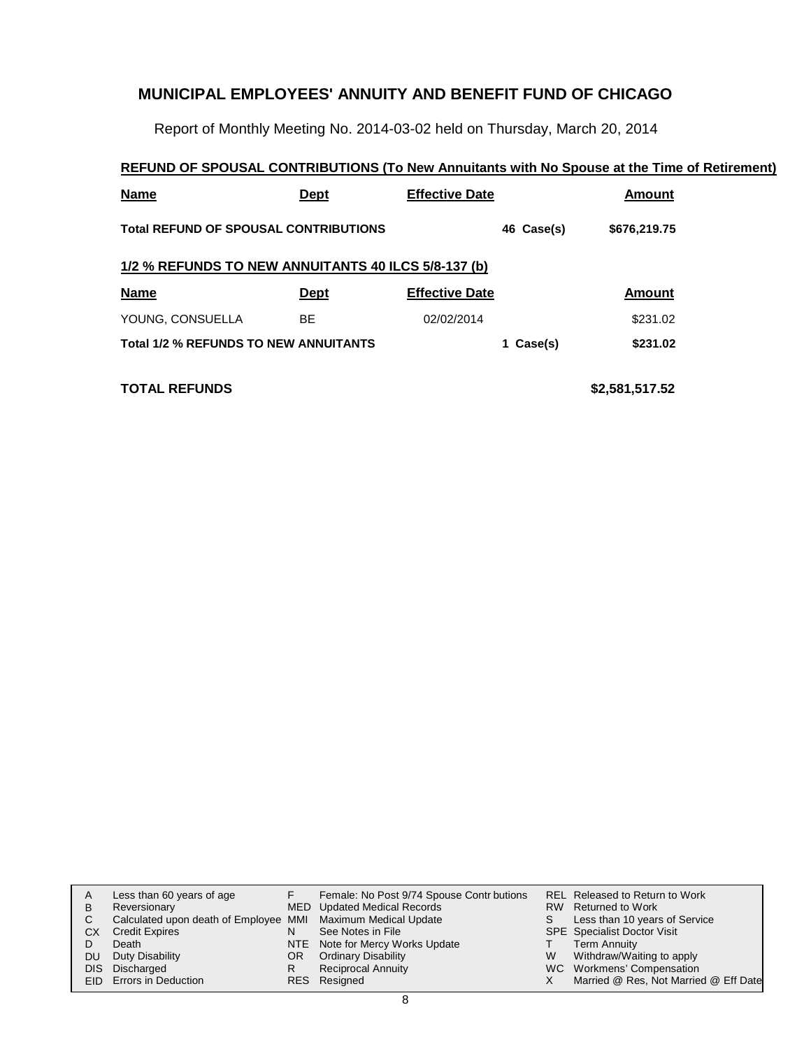# MUNICIPAL EMPLOYEES' ANNUITY AND BENEFIT FUND OF CHICAGO

Report of Monthly Meeting No. 2014-03-02 held on Thursday, March 20, 2014

## REFUND OF SPOUSAL CONTRIBUTIONS (To New Annuitants with No Spouse at the Time of Retirement)

| Name | Dept | Effective Date | | Amount |
|---|---|---|---|---|
| **Total REFUND OF SPOUSAL CONTRIBUTIONS** | | | **46 Case(s)** | **$676,219.75** |

## 1/2 % REFUNDS TO NEW ANNUITANTS 40 ILCS 5/8-137 (b)

| Name | Dept | Effective Date | | Amount |
|---|---|---|---|---|
| YOUNG, CONSUELLA | BE | 02/02/2014 | | $231.02 |
| **Total 1/2 % REFUNDS TO NEW ANNUITANTS** | | | **1 Case(s)** | **$231.02** |

**TOTAL REFUNDS** **$2,581,517.52**

| | | | | | |
|---|---|---|---|---|---|
| A | Less than 60 years of age | F | Female: No Post 9/74 Spouse Contributions | REL | Released to Return to Work |
| B | Reversionary | MED | Updated Medical Records | RW | Returned to Work |
| C | Calculated upon death of Employee | MMI | Maximum Medical Update | S | Less than 10 years of Service |
| CX | Credit Expires | N | See Notes in File | SPE | Specialist Doctor Visit |
| D | Death | NTE | Note for Mercy Works Update | T | Term Annuity |
| DU | Duty Disability | OR | Ordinary Disability | W | Withdraw/Waiting to apply |
| DIS | Discharged | R | Reciprocal Annuity | WC | Workmens' Compensation |
| EID | Errors in Deduction | RES | Resigned | X | Married @ Res, Not Married @ Eff Date |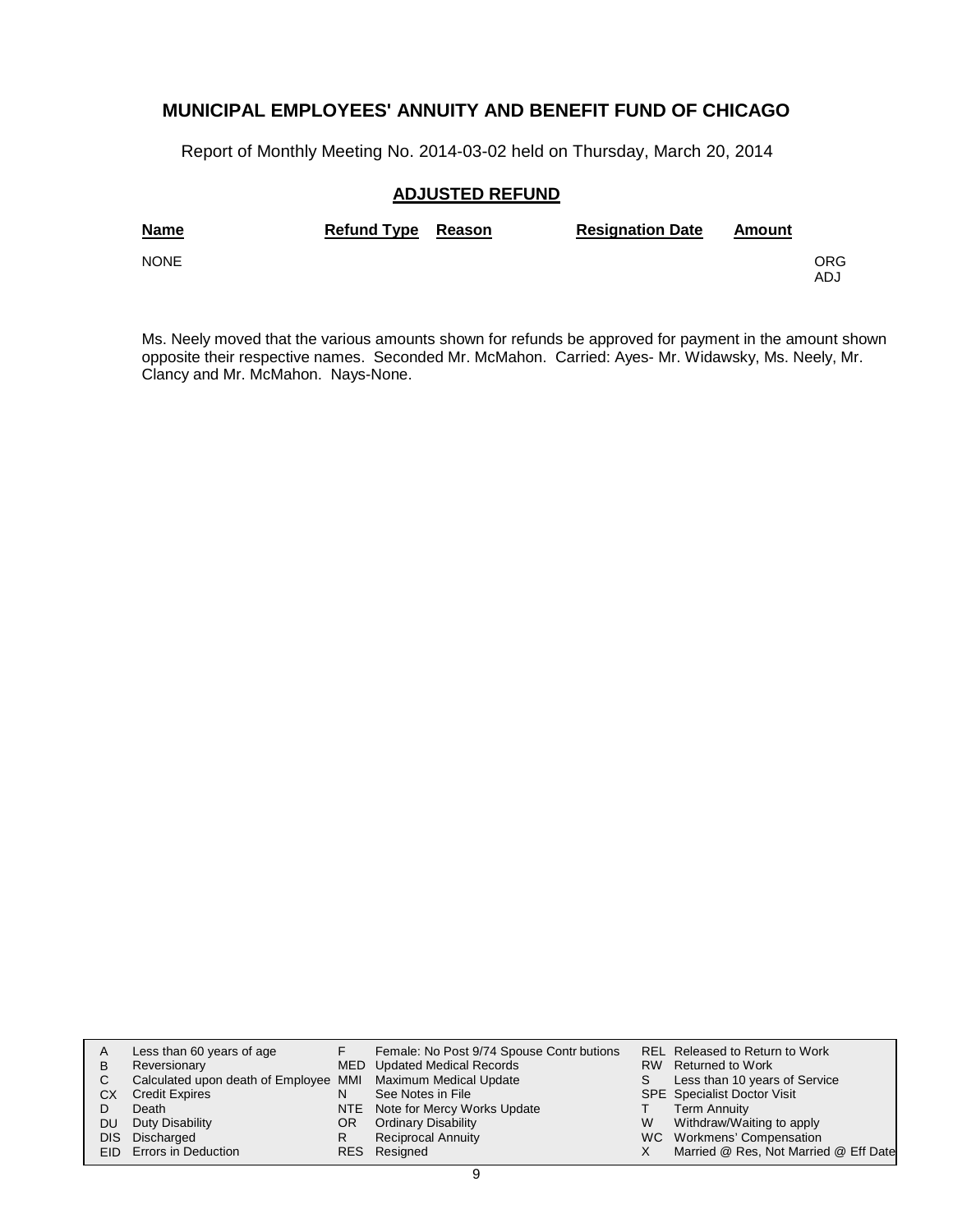# MUNICIPAL EMPLOYEES' ANNUITY AND BENEFIT FUND OF CHICAGO

Report of Monthly Meeting No. 2014-03-02 held on Thursday, March 20, 2014

## ADJUSTED REFUND

| Name | Refund Type | Reason | Resignation Date | Amount | |
|---|---|---|---|---|---|
| NONE | | | | | ORG<br>ADJ |

Ms. Neely moved that the various amounts shown for refunds be approved for payment in the amount shown opposite their respective names. Seconded Mr. McMahon. Carried: Ayes- Mr. Widawsky, Ms. Neely, Mr. Clancy and Mr. McMahon. Nays-None.

| | | | | | |
|---|---|---|---|---|---|
| A | Less than 60 years of age | F | Female: No Post 9/74 Spouse Contr butions | REL | Released to Return to Work |
| B | Reversionary | MED | Updated Medical Records | RW | Returned to Work |
| C | Calculated upon death of Employee | MMI | Maximum Medical Update | S | Less than 10 years of Service |
| CX | Credit Expires | N | See Notes in File | SPE | Specialist Doctor Visit |
| D | Death | NTE | Note for Mercy Works Update | T | Term Annuity |
| DU | Duty Disability | OR | Ordinary Disability | W | Withdraw/Waiting to apply |
| DIS | Discharged | R | Reciprocal Annuity | WC | Workmens' Compensation |
| EID | Errors in Deduction | RES | Resigned | X | Married @ Res, Not Married @ Eff Date |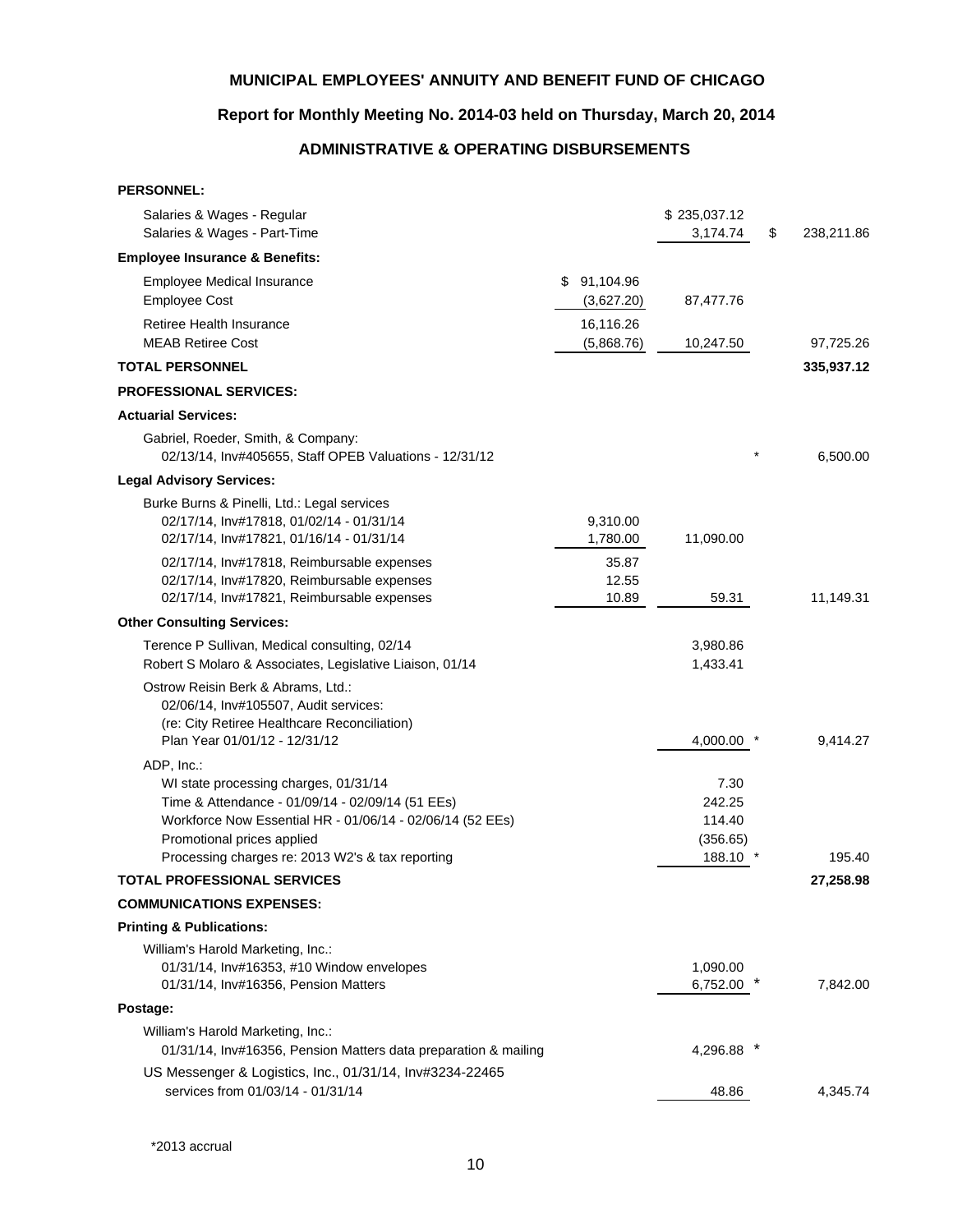# MUNICIPAL EMPLOYEES' ANNUITY AND BENEFIT FUND OF CHICAGO

## Report for Monthly Meeting No. 2014-03 held on Thursday, March 20, 2014

## ADMINISTRATIVE & OPERATING DISBURSEMENTS

| | | | | |
|---|---|---|---|---|
| **PERSONNEL:** | | | | |
| Salaries & Wages - Regular | | $ 235,037.12 | | |
| Salaries & Wages - Part-Time | | 3,174.74 | | $ 238,211.86 |
| **Employee Insurance & Benefits:** | | | | |
| Employee Medical Insurance | $ 91,104.96 | | | |
| Employee Cost | (3,627.20) | 87,477.76 | | |
| Retiree Health Insurance | 16,116.26 | | | |
| MEAB Retiree Cost | (5,868.76) | 10,247.50 | | 97,725.26 |
| **TOTAL PERSONNEL** | | | | **335,937.12** |
| **PROFESSIONAL SERVICES:** | | | | |
| **Actuarial Services:** | | | | |
| Gabriel, Roeder, Smith, & Company: | | | | |
| 02/13/14, Inv#405655, Staff OPEB Valuations - 12/31/12 | | | * | 6,500.00 |
| **Legal Advisory Services:** | | | | |
| Burke Burns & Pinelli, Ltd.: Legal services | | | | |
| 02/17/14, Inv#17818, 01/02/14 - 01/31/14 | 9,310.00 | | | |
| 02/17/14, Inv#17821, 01/16/14 - 01/31/14 | 1,780.00 | 11,090.00 | | |
| 02/17/14, Inv#17818, Reimbursable expenses | 35.87 | | | |
| 02/17/14, Inv#17820, Reimbursable expenses | 12.55 | | | |
| 02/17/14, Inv#17821, Reimbursable expenses | 10.89 | 59.31 | | 11,149.31 |
| **Other Consulting Services:** | | | | |
| Terence P Sullivan, Medical consulting, 02/14 | | 3,980.86 | | |
| Robert S Molaro & Associates, Legislative Liaison, 01/14 | | 1,433.41 | | |
| Ostrow Reisin Berk & Abrams, Ltd.: | | | | |
| 02/06/14, Inv#105507, Audit services: | | | | |
| (re: City Retiree Healthcare Reconciliation) | | | | |
| Plan Year 01/01/12 - 12/31/12 | | 4,000.00 | * | 9,414.27 |
| ADP, Inc.: | | | | |
| WI state processing charges, 01/31/14 | | 7.30 | | |
| Time & Attendance - 01/09/14 - 02/09/14 (51 EEs) | | 242.25 | | |
| Workforce Now Essential HR - 01/06/14 - 02/06/14 (52 EEs) | | 114.40 | | |
| Promotional prices applied | | (356.65) | | |
| Processing charges re: 2013 W2's & tax reporting | | 188.10 | * | 195.40 |
| **TOTAL PROFESSIONAL SERVICES** | | | | **27,258.98** |
| **COMMUNICATIONS EXPENSES:** | | | | |
| **Printing & Publications:** | | | | |
| William's Harold Marketing, Inc.: | | | | |
| 01/31/14, Inv#16353, #10 Window envelopes | | 1,090.00 | | |
| 01/31/14, Inv#16356, Pension Matters | | 6,752.00 | * | 7,842.00 |
| **Postage:** | | | | |
| William's Harold Marketing, Inc.: | | | | |
| 01/31/14, Inv#16356, Pension Matters data preparation & mailing | | 4,296.88 | * | |
| US Messenger & Logistics, Inc., 01/31/14, Inv#3234-22465 services from 01/03/14 - 01/31/14 | | 48.86 | | 4,345.74 |

*2013 accrual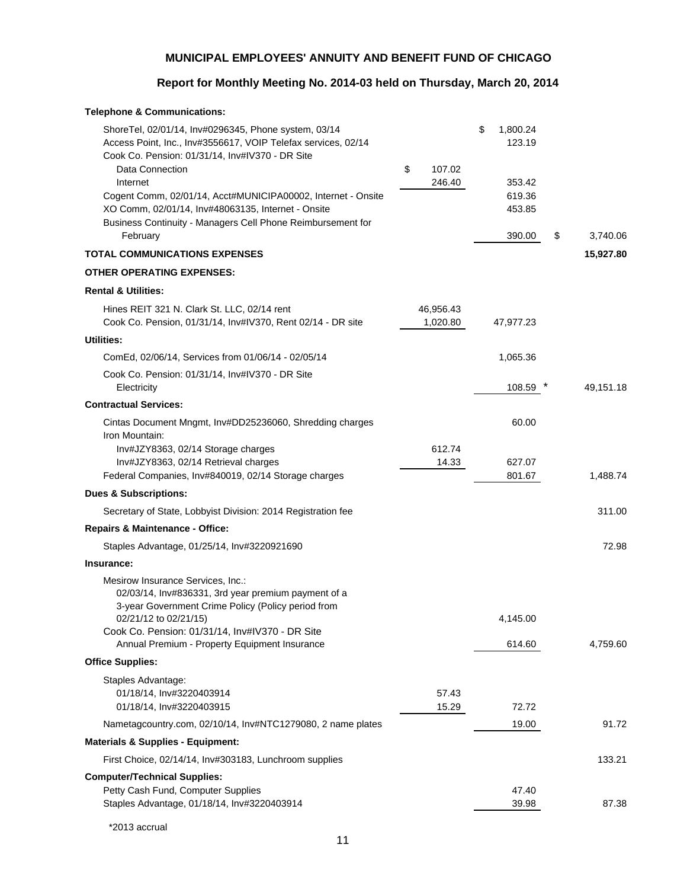**MUNICIPAL EMPLOYEES' ANNUITY AND BENEFIT FUND OF CHICAGO**

**Report for Monthly Meeting No. 2014-03 held on Thursday, March 20, 2014**

| Description | | | |
|---|---|---|---|
| **Telephone & Communications:** | | | |
| ShoreTel, 02/01/14, Inv#0296345, Phone system, 03/14 | | $ 1,800.24 | |
| Access Point, Inc., Inv#3556617, VOIP Telefax services, 02/14 | | 123.19 | |
| Cook Co. Pension: 01/31/14, Inv#IV370 - DR Site | | | |
| Data Connection | $ 107.02 | | |
| Internet | 246.40 | 353.42 | |
| Cogent Comm, 02/01/14, Acct#MUNICIPA00002, Internet - Onsite | | 619.36 | |
| XO Comm, 02/01/14, Inv#48063135, Internet - Onsite | | 453.85 | |
| Business Continuity - Managers Cell Phone Reimbursement for February | | 390.00 | $ 3,740.06 |
| **TOTAL COMMUNICATIONS EXPENSES** | | | **15,927.80** |
| **OTHER OPERATING EXPENSES:** | | | |
| **Rental & Utilities:** | | | |
| Hines REIT 321 N. Clark St. LLC, 02/14 rent | 46,956.43 | | |
| Cook Co. Pension, 01/31/14, Inv#IV370, Rent 02/14 - DR site | 1,020.80 | 47,977.23 | |
| **Utilities:** | | | |
| ComEd, 02/06/14, Services from 01/06/14 - 02/05/14 | | 1,065.36 | |
| Cook Co. Pension: 01/31/14, Inv#IV370 - DR Site | | | |
| Electricity | | 108.59 * | 49,151.18 |
| **Contractual Services:** | | | |
| Cintas Document Mngmt, Inv#DD25236060, Shredding charges | | 60.00 | |
| Iron Mountain: | | | |
| Inv#JZY8363, 02/14 Storage charges | 612.74 | | |
| Inv#JZY8363, 02/14 Retrieval charges | 14.33 | 627.07 | |
| Federal Companies, Inv#840019, 02/14 Storage charges | | 801.67 | 1,488.74 |
| **Dues & Subscriptions:** | | | |
| Secretary of State, Lobbyist Division: 2014 Registration fee | | | 311.00 |
| **Repairs & Maintenance - Office:** | | | |
| Staples Advantage, 01/25/14, Inv#3220921690 | | | 72.98 |
| **Insurance:** | | | |
| Mesirow Insurance Services, Inc.: | | | |
| 02/03/14, Inv#836331, 3rd year premium payment of a 3-year Government Crime Policy (Policy period from 02/21/12 to 02/21/15) | | 4,145.00 | |
| Cook Co. Pension: 01/31/14, Inv#IV370 - DR Site | | | |
| Annual Premium - Property Equipment Insurance | | 614.60 | 4,759.60 |
| **Office Supplies:** | | | |
| Staples Advantage: | | | |
| 01/18/14, Inv#3220403914 | 57.43 | | |
| 01/18/14, Inv#3220403915 | 15.29 | 72.72 | |
| Nametagcountry.com, 02/10/14, Inv#NTC1279080, 2 name plates | | 19.00 | 91.72 |
| **Materials & Supplies - Equipment:** | | | |
| First Choice, 02/14/14, Inv#303183, Lunchroom supplies | | | 133.21 |
| **Computer/Technical Supplies:** | | | |
| Petty Cash Fund, Computer Supplies | | 47.40 | |
| Staples Advantage, 01/18/14, Inv#3220403914 | | 39.98 | 87.38 |

*2013 accrual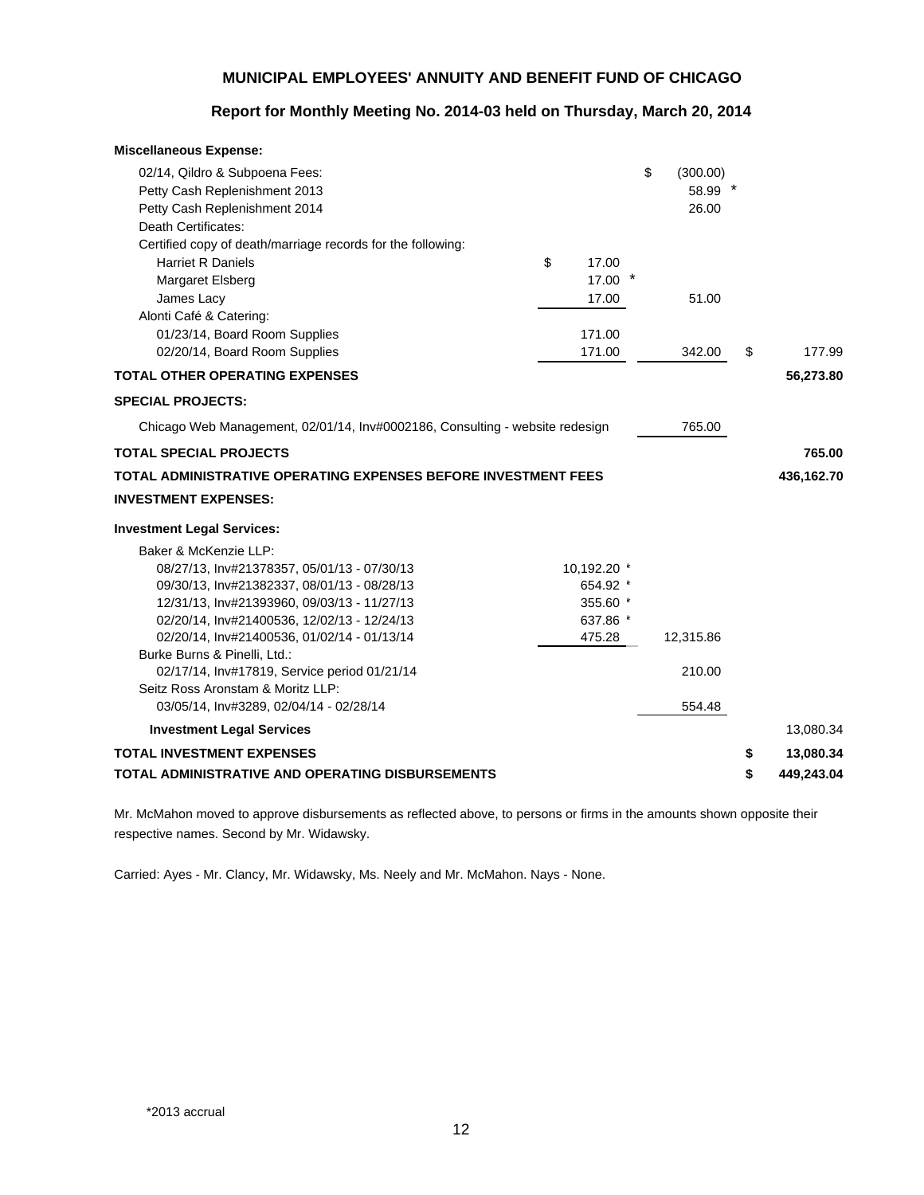**MUNICIPAL EMPLOYEES' ANNUITY AND BENEFIT FUND OF CHICAGO**

**Report for Monthly Meeting No. 2014-03 held on Thursday, March 20, 2014**

| | | | |
|---|---|---|---|
| **Miscellaneous Expense:** | | | |
| 02/14, Qildro & Subpoena Fees: | | $ (300.00) | |
| Petty Cash Replenishment 2013 | | 58.99 * | |
| Petty Cash Replenishment 2014 | | 26.00 | |
| Death Certificates: | | | |
| Certified copy of death/marriage records for the following: | | | |
| Harriet R Daniels | $ 17.00 | | |
| Margaret Elsberg | 17.00 * | | |
| James Lacy | 17.00 | 51.00 | |
| Alonti Café & Catering: | | | |
| 01/23/14, Board Room Supplies | 171.00 | | |
| 02/20/14, Board Room Supplies | 171.00 | 342.00 | $ 177.99 |
| **TOTAL OTHER OPERATING EXPENSES** | | | **56,273.80** |
| **SPECIAL PROJECTS:** | | | |
| Chicago Web Management, 02/01/14, Inv#0002186, Consulting - website redesign | | 765.00 | |
| **TOTAL SPECIAL PROJECTS** | | | **765.00** |
| **TOTAL ADMINISTRATIVE OPERATING EXPENSES BEFORE INVESTMENT FEES** | | | **436,162.70** |
| **INVESTMENT EXPENSES:** | | | |
| **Investment Legal Services:** | | | |
| Baker & McKenzie LLP: | | | |
| 08/27/13, Inv#21378357, 05/01/13 - 07/30/13 | 10,192.20 * | | |
| 09/30/13, Inv#21382337, 08/01/13 - 08/28/13 | 654.92 * | | |
| 12/31/13, Inv#21393960, 09/03/13 - 11/27/13 | 355.60 * | | |
| 02/20/14, Inv#21400536, 12/02/13 - 12/24/13 | 637.86 * | | |
| 02/20/14, Inv#21400536, 01/02/14 - 01/13/14 | 475.28 | 12,315.86 | |
| Burke Burns & Pinelli, Ltd.: | | | |
| 02/17/14, Inv#17819, Service period 01/21/14 | | 210.00 | |
| Seitz Ross Aronstam & Moritz LLP: | | | |
| 03/05/14, Inv#3289, 02/04/14 - 02/28/14 | | 554.48 | |
| **Investment Legal Services** | | | 13,080.34 |
| **TOTAL INVESTMENT EXPENSES** | | | **$ 13,080.34** |
| **TOTAL ADMINISTRATIVE AND OPERATING DISBURSEMENTS** | | | **$ 449,243.04** |

Mr. McMahon moved to approve disbursements as reflected above, to persons or firms in the amounts shown opposite their respective names. Second by Mr. Widawsky.

Carried: Ayes - Mr. Clancy, Mr. Widawsky, Ms. Neely and Mr. McMahon. Nays - None.

*2013 accrual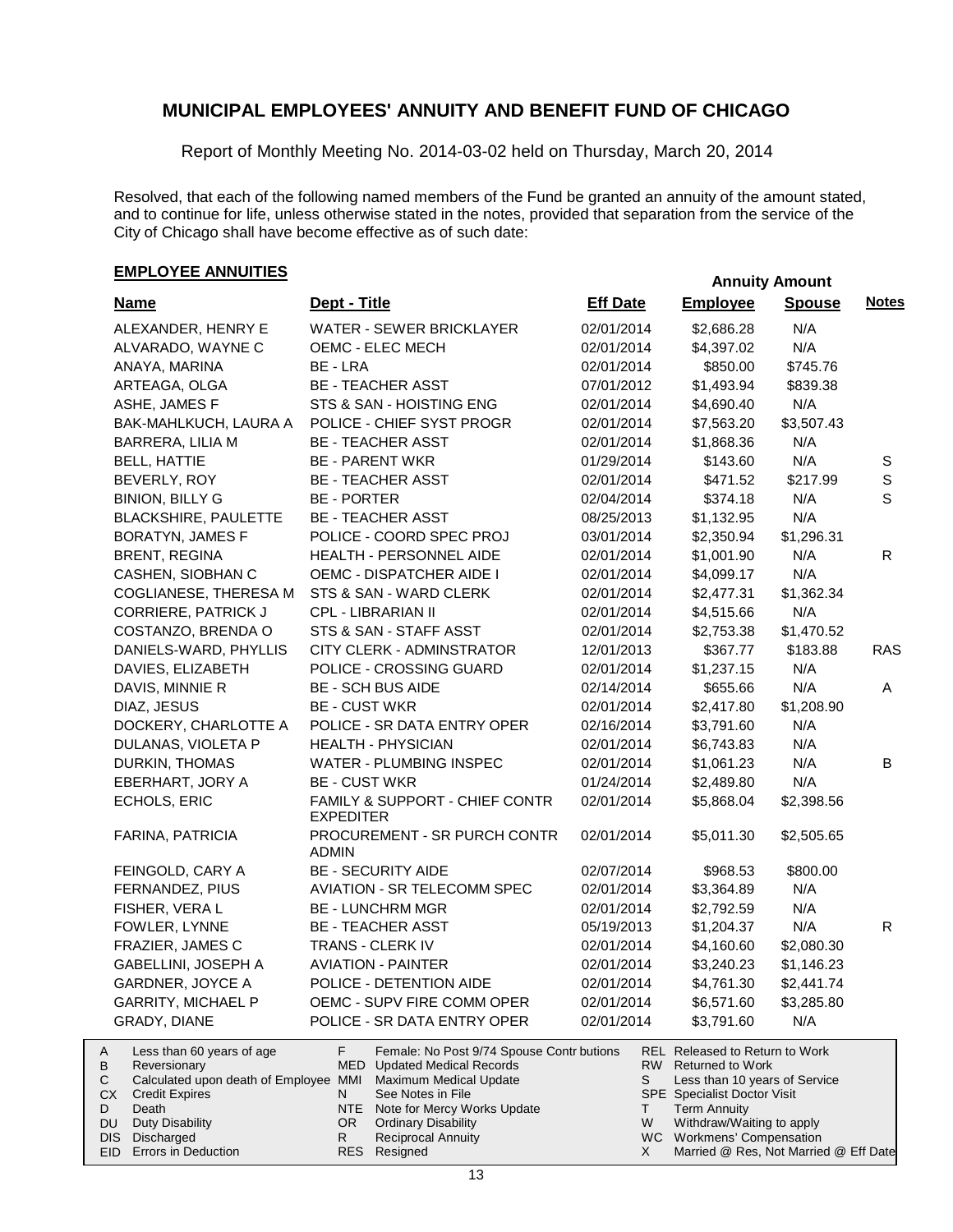## MUNICIPAL EMPLOYEES' ANNUITY AND BENEFIT FUND OF CHICAGO

Report of Monthly Meeting No. 2014-03-02 held on Thursday, March 20, 2014

Resolved, that each of the following named members of the Fund be granted an annuity of the amount stated, and to continue for life, unless otherwise stated in the notes, provided that separation from the service of the City of Chicago shall have become effective as of such date:

### EMPLOYEE ANNUITIES

| Name | Dept - Title | Eff Date | Annuity Amount Employee | Annuity Amount Spouse | Notes |
|---|---|---|---|---|---|
| ALEXANDER, HENRY E | WATER - SEWER BRICKLAYER | 02/01/2014 | $2,686.28 | N/A | |
| ALVARADO, WAYNE C | OEMC - ELEC MECH | 02/01/2014 | $4,397.02 | N/A | |
| ANAYA, MARINA | BE - LRA | 02/01/2014 | $850.00 | $745.76 | |
| ARTEAGA, OLGA | BE - TEACHER ASST | 07/01/2012 | $1,493.94 | $839.38 | |
| ASHE, JAMES F | STS & SAN - HOISTING ENG | 02/01/2014 | $4,690.40 | N/A | |
| BAK-MAHLKUCH, LAURA A | POLICE - CHIEF SYST PROGR | 02/01/2014 | $7,563.20 | $3,507.43 | |
| BARRERA, LILIA M | BE - TEACHER ASST | 02/01/2014 | $1,868.36 | N/A | |
| BELL, HATTIE | BE - PARENT WKR | 01/29/2014 | $143.60 | N/A | S |
| BEVERLY, ROY | BE - TEACHER ASST | 02/01/2014 | $471.52 | $217.99 | S |
| BINION, BILLY G | BE - PORTER | 02/04/2014 | $374.18 | N/A | S |
| BLACKSHIRE, PAULETTE | BE - TEACHER ASST | 08/25/2013 | $1,132.95 | N/A | |
| BORATYN, JAMES F | POLICE - COORD SPEC PROJ | 03/01/2014 | $2,350.94 | $1,296.31 | |
| BRENT, REGINA | HEALTH - PERSONNEL AIDE | 02/01/2014 | $1,001.90 | N/A | R |
| CASHEN, SIOBHAN C | OEMC - DISPATCHER AIDE I | 02/01/2014 | $4,099.17 | N/A | |
| COGLIANESE, THERESA M | STS & SAN - WARD CLERK | 02/01/2014 | $2,477.31 | $1,362.34 | |
| CORRIERE, PATRICK J | CPL - LIBRARIAN II | 02/01/2014 | $4,515.66 | N/A | |
| COSTANZO, BRENDA O | STS & SAN - STAFF ASST | 02/01/2014 | $2,753.38 | $1,470.52 | |
| DANIELS-WARD, PHYLLIS | CITY CLERK - ADMINSTRATOR | 12/01/2013 | $367.77 | $183.88 | RAS |
| DAVIES, ELIZABETH | POLICE - CROSSING GUARD | 02/01/2014 | $1,237.15 | N/A | |
| DAVIS, MINNIE R | BE - SCH BUS AIDE | 02/14/2014 | $655.66 | N/A | A |
| DIAZ, JESUS | BE - CUST WKR | 02/01/2014 | $2,417.80 | $1,208.90 | |
| DOCKERY, CHARLOTTE A | POLICE - SR DATA ENTRY OPER | 02/16/2014 | $3,791.60 | N/A | |
| DULANAS, VIOLETA P | HEALTH - PHYSICIAN | 02/01/2014 | $6,743.83 | N/A | |
| DURKIN, THOMAS | WATER - PLUMBING INSPEC | 02/01/2014 | $1,061.23 | N/A | B |
| EBERHART, JORY A | BE - CUST WKR | 01/24/2014 | $2,489.80 | N/A | |
| ECHOLS, ERIC | FAMILY & SUPPORT - CHIEF CONTR EXPEDITER | 02/01/2014 | $5,868.04 | $2,398.56 | |
| FARINA, PATRICIA | PROCUREMENT - SR PURCH CONTR ADMIN | 02/01/2014 | $5,011.30 | $2,505.65 | |
| FEINGOLD, CARY A | BE - SECURITY AIDE | 02/07/2014 | $968.53 | $800.00 | |
| FERNANDEZ, PIUS | AVIATION - SR TELECOMM SPEC | 02/01/2014 | $3,364.89 | N/A | |
| FISHER, VERA L | BE - LUNCHRM MGR | 02/01/2014 | $2,792.59 | N/A | |
| FOWLER, LYNNE | BE - TEACHER ASST | 05/19/2013 | $1,204.37 | N/A | R |
| FRAZIER, JAMES C | TRANS - CLERK IV | 02/01/2014 | $4,160.60 | $2,080.30 | |
| GABELLINI, JOSEPH A | AVIATION - PAINTER | 02/01/2014 | $3,240.23 | $1,146.23 | |
| GARDNER, JOYCE A | POLICE - DETENTION AIDE | 02/01/2014 | $4,761.30 | $2,441.74 | |
| GARRITY, MICHAEL P | OEMC - SUPV FIRE COMM OPER | 02/01/2014 | $6,571.60 | $3,285.80 | |
| GRADY, DIANE | POLICE - SR DATA ENTRY OPER | 02/01/2014 | $3,791.60 | N/A | |

| Code | Description | Code | Description | Code | Description |
|---|---|---|---|---|---|
| A | Less than 60 years of age | F | Female: No Post 9/74 Spouse Contributions | REL | Released to Return to Work |
| B | Reversionary | MED | Updated Medical Records | RW | Returned to Work |
| C | Calculated upon death of Employee | MMI | Maximum Medical Update | S | Less than 10 years of Service |
| CX | Credit Expires | N | See Notes in File | SPE | Specialist Doctor Visit |
| D | Death | NTE | Note for Mercy Works Update | T | Term Annuity |
| DU | Duty Disability | OR | Ordinary Disability | W | Withdraw/Waiting to apply |
| DIS | Discharged | R | Reciprocal Annuity | WC | Workmens' Compensation |
| EID | Errors in Deduction | RES | Resigned | X | Married @ Res, Not Married @ Eff Date |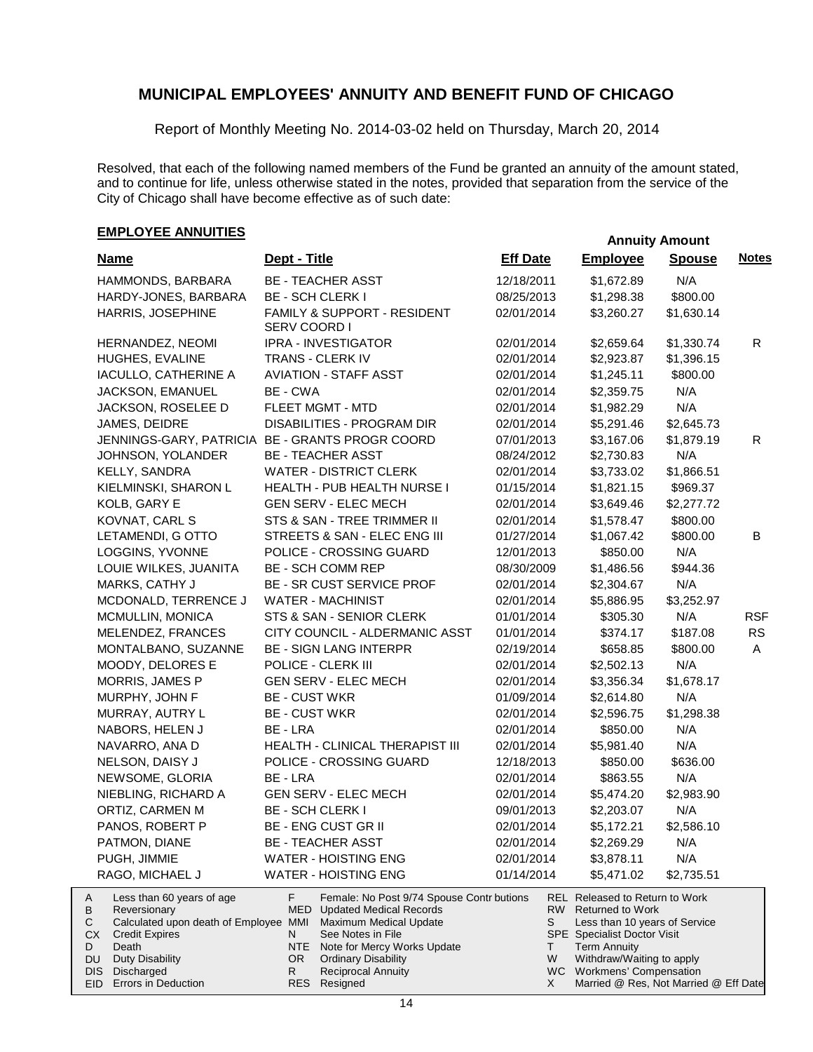# MUNICIPAL EMPLOYEES' ANNUITY AND BENEFIT FUND OF CHICAGO

Report of Monthly Meeting No. 2014-03-02 held on Thursday, March 20, 2014

Resolved, that each of the following named members of the Fund be granted an annuity of the amount stated, and to continue for life, unless otherwise stated in the notes, provided that separation from the service of the City of Chicago shall have become effective as of such date:

## EMPLOYEE ANNUITIES

| Name | Dept - Title | Eff Date | Annuity Amount Employee | Annuity Amount Spouse | Notes |
|---|---|---|---|---|---|
| HAMMONDS, BARBARA | BE - TEACHER ASST | 12/18/2011 | $1,672.89 | N/A | |
| HARDY-JONES, BARBARA | BE - SCH CLERK I | 08/25/2013 | $1,298.38 | $800.00 | |
| HARRIS, JOSEPHINE | FAMILY & SUPPORT - RESIDENT SERV COORD I | 02/01/2014 | $3,260.27 | $1,630.14 | |
| HERNANDEZ, NEOMI | IPRA - INVESTIGATOR | 02/01/2014 | $2,659.64 | $1,330.74 | R |
| HUGHES, EVALINE | TRANS - CLERK IV | 02/01/2014 | $2,923.87 | $1,396.15 | |
| IACULLO, CATHERINE A | AVIATION - STAFF ASST | 02/01/2014 | $1,245.11 | $800.00 | |
| JACKSON, EMANUEL | BE - CWA | 02/01/2014 | $2,359.75 | N/A | |
| JACKSON, ROSELEE D | FLEET MGMT - MTD | 02/01/2014 | $1,982.29 | N/A | |
| JAMES, DEIDRE | DISABILITIES - PROGRAM DIR | 02/01/2014 | $5,291.46 | $2,645.73 | |
| JENNINGS-GARY, PATRICIA | BE - GRANTS PROGR COORD | 07/01/2013 | $3,167.06 | $1,879.19 | R |
| JOHNSON, YOLANDER | BE - TEACHER ASST | 08/24/2012 | $2,730.83 | N/A | |
| KELLY, SANDRA | WATER - DISTRICT CLERK | 02/01/2014 | $3,733.02 | $1,866.51 | |
| KIELMINSKI, SHARON L | HEALTH - PUB HEALTH NURSE I | 01/15/2014 | $1,821.15 | $969.37 | |
| KOLB, GARY E | GEN SERV - ELEC MECH | 02/01/2014 | $3,649.46 | $2,277.72 | |
| KOVNAT, CARL S | STS & SAN - TREE TRIMMER II | 02/01/2014 | $1,578.47 | $800.00 | |
| LETAMENDI, G OTTO | STREETS & SAN - ELEC ENG III | 01/27/2014 | $1,067.42 | $800.00 | B |
| LOGGINS, YVONNE | POLICE - CROSSING GUARD | 12/01/2013 | $850.00 | N/A | |
| LOUIE WILKES, JUANITA | BE - SCH COMM REP | 08/30/2009 | $1,486.56 | $944.36 | |
| MARKS, CATHY J | BE - SR CUST SERVICE PROF | 02/01/2014 | $2,304.67 | N/A | |
| MCDONALD, TERRENCE J | WATER - MACHINIST | 02/01/2014 | $5,886.95 | $3,252.97 | |
| MCMULLIN, MONICA | STS & SAN - SENIOR CLERK | 01/01/2014 | $305.30 | N/A | RSF |
| MELENDEZ, FRANCES | CITY COUNCIL - ALDERMANIC ASST | 01/01/2014 | $374.17 | $187.08 | RS |
| MONTALBANO, SUZANNE | BE - SIGN LANG INTERPR | 02/19/2014 | $658.85 | $800.00 | A |
| MOODY, DELORES E | POLICE - CLERK III | 02/01/2014 | $2,502.13 | N/A | |
| MORRIS, JAMES P | GEN SERV - ELEC MECH | 02/01/2014 | $3,356.34 | $1,678.17 | |
| MURPHY, JOHN F | BE - CUST WKR | 01/09/2014 | $2,614.80 | N/A | |
| MURRAY, AUTRY L | BE - CUST WKR | 02/01/2014 | $2,596.75 | $1,298.38 | |
| NABORS, HELEN J | BE - LRA | 02/01/2014 | $850.00 | N/A | |
| NAVARRO, ANA D | HEALTH - CLINICAL THERAPIST III | 02/01/2014 | $5,981.40 | N/A | |
| NELSON, DAISY J | POLICE - CROSSING GUARD | 12/18/2013 | $850.00 | $636.00 | |
| NEWSOME, GLORIA | BE - LRA | 02/01/2014 | $863.55 | N/A | |
| NIEBLING, RICHARD A | GEN SERV - ELEC MECH | 02/01/2014 | $5,474.20 | $2,983.90 | |
| ORTIZ, CARMEN M | BE - SCH CLERK I | 09/01/2013 | $2,203.07 | N/A | |
| PANOS, ROBERT P | BE - ENG CUST GR II | 02/01/2014 | $5,172.21 | $2,586.10 | |
| PATMON, DIANE | BE - TEACHER ASST | 02/01/2014 | $2,269.29 | N/A | |
| PUGH, JIMMIE | WATER - HOISTING ENG | 02/01/2014 | $3,878.11 | N/A | |
| RAGO, MICHAEL J | WATER - HOISTING ENG | 01/14/2014 | $5,471.02 | $2,735.51 | |

| | | | | | |
|---|---|---|---|---|---|
| A | Less than 60 years of age | F | Female: No Post 9/74 Spouse Contributions | REL | Released to Return to Work |
| B | Reversionary | MED | Updated Medical Records | RW | Returned to Work |
| C | Calculated upon death of Employee | MMI | Maximum Medical Update | S | Less than 10 years of Service |
| CX | Credit Expires | N | See Notes in File | SPE | Specialist Doctor Visit |
| D | Death | NTE | Note for Mercy Works Update | T | Term Annuity |
| DU | Duty Disability | OR | Ordinary Disability | W | Withdraw/Waiting to apply |
| DIS | Discharged | R | Reciprocal Annuity | WC | Workmens' Compensation |
| EID | Errors in Deduction | RES | Resigned | X | Married @ Res, Not Married @ Eff Date |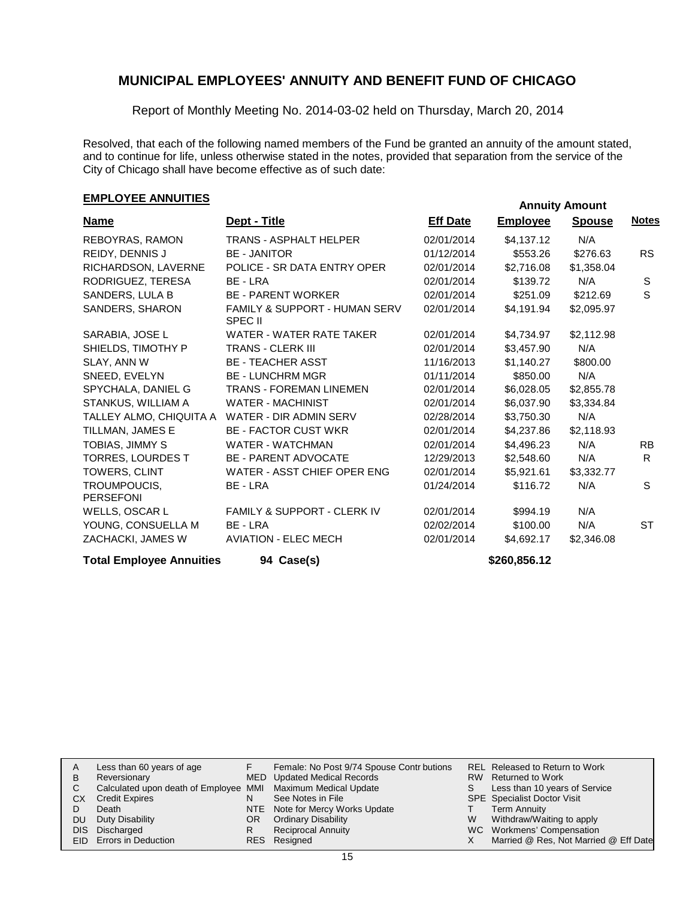# MUNICIPAL EMPLOYEES' ANNUITY AND BENEFIT FUND OF CHICAGO

Report of Monthly Meeting No. 2014-03-02 held on Thursday, March 20, 2014

Resolved, that each of the following named members of the Fund be granted an annuity of the amount stated, and to continue for life, unless otherwise stated in the notes, provided that separation from the service of the City of Chicago shall have become effective as of such date:

## EMPLOYEE ANNUITIES

| Name | Dept - Title | Eff Date | Annuity Amount Employee | Annuity Amount Spouse | Notes |
|---|---|---|---|---|---|
| REBOYRAS, RAMON | TRANS - ASPHALT HELPER | 02/01/2014 | $4,137.12 | N/A | |
| REIDY, DENNIS J | BE - JANITOR | 01/12/2014 | $553.26 | $276.63 | RS |
| RICHARDSON, LAVERNE | POLICE - SR DATA ENTRY OPER | 02/01/2014 | $2,716.08 | $1,358.04 | |
| RODRIGUEZ, TERESA | BE - LRA | 02/01/2014 | $139.72 | N/A | S |
| SANDERS, LULA B | BE - PARENT WORKER | 02/01/2014 | $251.09 | $212.69 | S |
| SANDERS, SHARON | FAMILY & SUPPORT - HUMAN SERV SPEC II | 02/01/2014 | $4,191.94 | $2,095.97 | |
| SARABIA, JOSE L | WATER - WATER RATE TAKER | 02/01/2014 | $4,734.97 | $2,112.98 | |
| SHIELDS, TIMOTHY P | TRANS - CLERK III | 02/01/2014 | $3,457.90 | N/A | |
| SLAY, ANN W | BE - TEACHER ASST | 11/16/2013 | $1,140.27 | $800.00 | |
| SNEED, EVELYN | BE - LUNCHRM MGR | 01/11/2014 | $850.00 | N/A | |
| SPYCHALA, DANIEL G | TRANS - FOREMAN LINEMEN | 02/01/2014 | $6,028.05 | $2,855.78 | |
| STANKUS, WILLIAM A | WATER - MACHINIST | 02/01/2014 | $6,037.90 | $3,334.84 | |
| TALLEY ALMO, CHIQUITA A | WATER - DIR ADMIN SERV | 02/28/2014 | $3,750.30 | N/A | |
| TILLMAN, JAMES E | BE - FACTOR CUST WKR | 02/01/2014 | $4,237.86 | $2,118.93 | |
| TOBIAS, JIMMY S | WATER - WATCHMAN | 02/01/2014 | $4,496.23 | N/A | RB |
| TORRES, LOURDES T | BE - PARENT ADVOCATE | 12/29/2013 | $2,548.60 | N/A | R |
| TOWERS, CLINT | WATER - ASST CHIEF OPER ENG | 02/01/2014 | $5,921.61 | $3,332.77 | |
| TROUMPOUCIS, PERSEFONI | BE - LRA | 01/24/2014 | $116.72 | N/A | S |
| WELLS, OSCAR L | FAMILY & SUPPORT - CLERK IV | 02/01/2014 | $994.19 | N/A | |
| YOUNG, CONSUELLA M | BE - LRA | 02/02/2014 | $100.00 | N/A | ST |
| ZACHACKI, JAMES W | AVIATION - ELEC MECH | 02/01/2014 | $4,692.17 | $2,346.08 | |
| **Total Employee Annuities** | **94 Case(s)** | | **$260,856.12** | | |

| Code | Description | Code | Description | Code | Description |
|---|---|---|---|---|---|
| A | Less than 60 years of age | F | Female: No Post 9/74 Spouse Contr butions | REL | Released to Return to Work |
| B | Reversionary | MED | Updated Medical Records | RW | Returned to Work |
| C | Calculated upon death of Employee | MMI | Maximum Medical Update | S | Less than 10 years of Service |
| CX | Credit Expires | N | See Notes in File | SPE | Specialist Doctor Visit |
| D | Death | NTE | Note for Mercy Works Update | T | Term Annuity |
| DU | Duty Disability | OR | Ordinary Disability | W | Withdraw/Waiting to apply |
| DIS | Discharged | R | Reciprocal Annuity | WC | Workmens' Compensation |
| EID | Errors in Deduction | RES | Resigned | X | Married @ Res, Not Married @ Eff Date |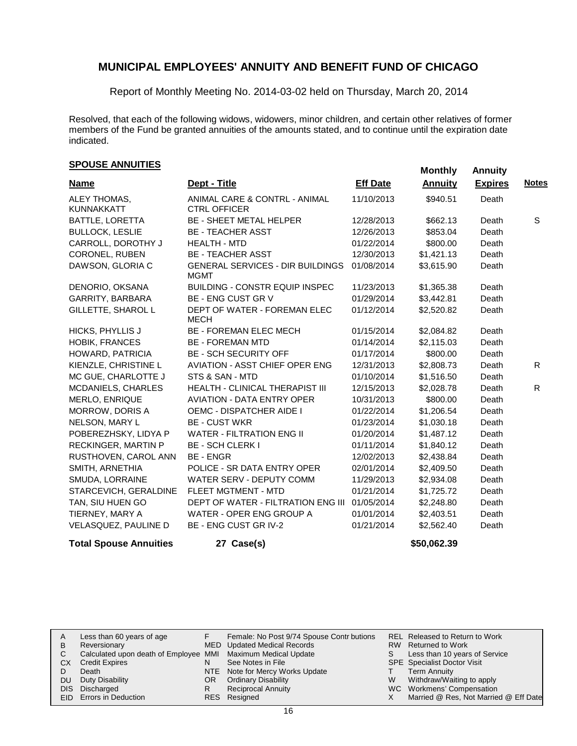## MUNICIPAL EMPLOYEES' ANNUITY AND BENEFIT FUND OF CHICAGO

Report of Monthly Meeting No. 2014-03-02 held on Thursday, March 20, 2014

Resolved, that each of the following widows, widowers, minor children, and certain other relatives of former members of the Fund be granted annuities of the amounts stated, and to continue until the expiration date indicated.

### SPOUSE ANNUITIES

| Name | Dept - Title | Eff Date | Monthly Annuity | Annuity Expires | Notes |
|---|---|---|---|---|---|
| ALEY THOMAS, KUNNAKKATT | ANIMAL CARE & CONTRL - ANIMAL CTRL OFFICER | 11/10/2013 | $940.51 | Death | |
| BATTLE, LORETTA | BE - SHEET METAL HELPER | 12/28/2013 | $662.13 | Death | S |
| BULLOCK, LESLIE | BE - TEACHER ASST | 12/26/2013 | $853.04 | Death | |
| CARROLL, DOROTHY J | HEALTH - MTD | 01/22/2014 | $800.00 | Death | |
| CORONEL, RUBEN | BE - TEACHER ASST | 12/30/2013 | $1,421.13 | Death | |
| DAWSON, GLORIA C | GENERAL SERVICES - DIR BUILDINGS MGMT | 01/08/2014 | $3,615.90 | Death | |
| DENORIO, OKSANA | BUILDING - CONSTR EQUIP INSPEC | 11/23/2013 | $1,365.38 | Death | |
| GARRITY, BARBARA | BE - ENG CUST GR V | 01/29/2014 | $3,442.81 | Death | |
| GILLETTE, SHAROL L | DEPT OF WATER - FOREMAN ELEC MECH | 01/12/2014 | $2,520.82 | Death | |
| HICKS, PHYLLIS J | BE - FOREMAN ELEC MECH | 01/15/2014 | $2,084.82 | Death | |
| HOBIK, FRANCES | BE - FOREMAN MTD | 01/14/2014 | $2,115.03 | Death | |
| HOWARD, PATRICIA | BE - SCH SECURITY OFF | 01/17/2014 | $800.00 | Death | |
| KIENZLE, CHRISTINE L | AVIATION - ASST CHIEF OPER ENG | 12/31/2013 | $2,808.73 | Death | R |
| MC GUE, CHARLOTTE J | STS & SAN - MTD | 01/10/2014 | $1,516.50 | Death | |
| MCDANIELS, CHARLES | HEALTH - CLINICAL THERAPIST III | 12/15/2013 | $2,028.78 | Death | R |
| MERLO, ENRIQUE | AVIATION - DATA ENTRY OPER | 10/31/2013 | $800.00 | Death | |
| MORROW, DORIS A | OEMC - DISPATCHER AIDE I | 01/22/2014 | $1,206.54 | Death | |
| NELSON, MARY L | BE - CUST WKR | 01/23/2014 | $1,030.18 | Death | |
| POBEREZHSKY, LIDYA P | WATER - FILTRATION ENG II | 01/20/2014 | $1,487.12 | Death | |
| RECKINGER, MARTIN P | BE - SCH CLERK I | 01/11/2014 | $1,840.12 | Death | |
| RUSTHOVEN, CAROL ANN | BE - ENGR | 12/02/2013 | $2,438.84 | Death | |
| SMITH, ARNETHIA | POLICE - SR DATA ENTRY OPER | 02/01/2014 | $2,409.50 | Death | |
| SMUDA, LORRAINE | WATER SERV - DEPUTY COMM | 11/29/2013 | $2,934.08 | Death | |
| STARCEVICH, GERALDINE | FLEET MGTMENT - MTD | 01/21/2014 | $1,725.72 | Death | |
| TAN, SIU HUEN GO | DEPT OF WATER - FILTRATION ENG III | 01/05/2014 | $2,248.80 | Death | |
| TIERNEY, MARY A | WATER - OPER ENG GROUP A | 01/01/2014 | $2,403.51 | Death | |
| VELASQUEZ, PAULINE D | BE - ENG CUST GR IV-2 | 01/21/2014 | $2,562.40 | Death | |
| **Total Spouse Annuities** | **27 Case(s)** | | **$50,062.39** | | |

| | | | | | |
|---|---|---|---|---|---|
| A | Less than 60 years of age | F | Female: No Post 9/74 Spouse Contributions | REL | Released to Return to Work |
| B | Reversionary | MED | Updated Medical Records | RW | Returned to Work |
| C | Calculated upon death of Employee | MMI | Maximum Medical Update | S | Less than 10 years of Service |
| CX | Credit Expires | N | See Notes in File | SPE | Specialist Doctor Visit |
| D | Death | NTE | Note for Mercy Works Update | T | Term Annuity |
| DU | Duty Disability | OR | Ordinary Disability | W | Withdraw/Waiting to apply |
| DIS | Discharged | R | Reciprocal Annuity | WC | Workmens' Compensation |
| EID | Errors in Deduction | RES | Resigned | X | Married @ Res, Not Married @ Eff Date |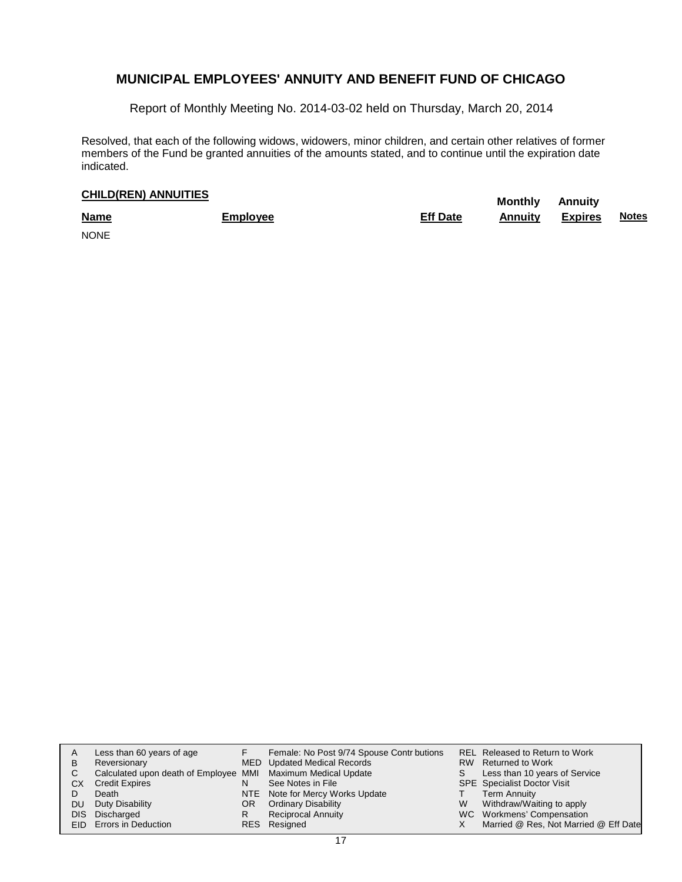# MUNICIPAL EMPLOYEES' ANNUITY AND BENEFIT FUND OF CHICAGO

Report of Monthly Meeting No. 2014-03-02 held on Thursday, March 20, 2014

Resolved, that each of the following widows, widowers, minor children, and certain other relatives of former members of the Fund be granted annuities of the amounts stated, and to continue until the expiration date indicated.

**CHILD(REN) ANNUITIES**

| Name | Employee | Eff Date | Monthly Annuity | Annuity Expires | Notes |
|---|---|---|---|---|---|
| NONE | | | | | |

| | | | | | |
|---|---|---|---|---|---|
| A | Less than 60 years of age | F | Female: No Post 9/74 Spouse Contr butions | REL | Released to Return to Work |
| B | Reversionary | MED | Updated Medical Records | RW | Returned to Work |
| C | Calculated upon death of Employee | MMI | Maximum Medical Update | S | Less than 10 years of Service |
| CX | Credit Expires | N | See Notes in File | SPE | Specialist Doctor Visit |
| D | Death | NTE | Note for Mercy Works Update | T | Term Annuity |
| DU | Duty Disability | OR | Ordinary Disability | W | Withdraw/Waiting to apply |
| DIS | Discharged | R | Reciprocal Annuity | WC | Workmens' Compensation |
| EID | Errors in Deduction | RES | Resigned | X | Married @ Res, Not Married @ Eff Date |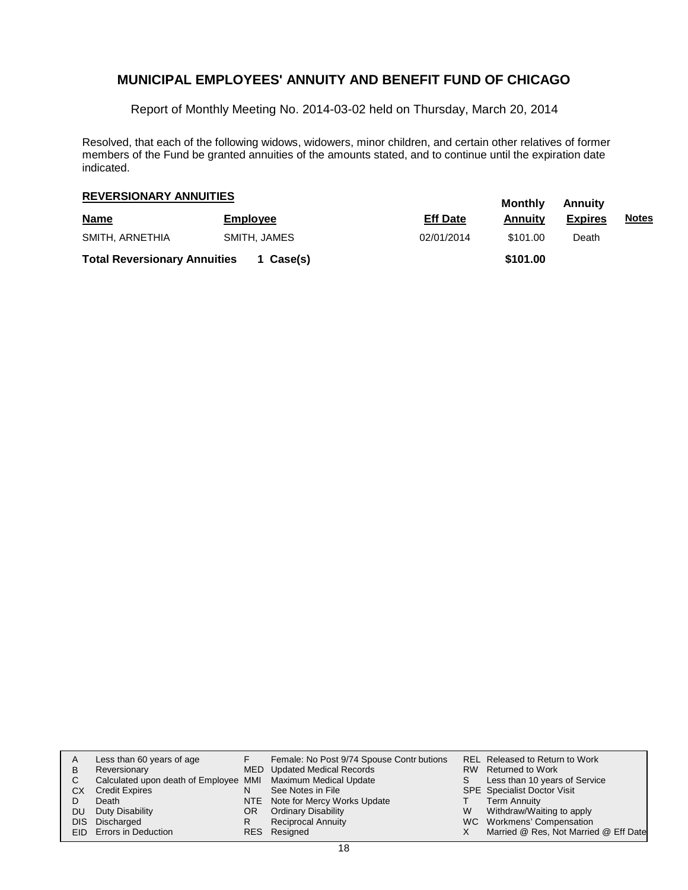# MUNICIPAL EMPLOYEES' ANNUITY AND BENEFIT FUND OF CHICAGO

Report of Monthly Meeting No. 2014-03-02 held on Thursday, March 20, 2014

Resolved, that each of the following widows, widowers, minor children, and certain other relatives of former members of the Fund be granted annuities of the amounts stated, and to continue until the expiration date indicated.

## REVERSIONARY ANNUITIES

| Name | Employee | Eff Date | Monthly Annuity | Annuity Expires | Notes |
|---|---|---|---|---|---|
| SMITH, ARNETHIA | SMITH, JAMES | 02/01/2014 | $101.00 | Death | |
| **Total Reversionary Annuities** | **1 Case(s)** | | **$101.00** | | |

| | | | | | |
|---|---|---|---|---|---|
| A | Less than 60 years of age | F | Female: No Post 9/74 Spouse Contr butions | REL | Released to Return to Work |
| B | Reversionary | MED | Updated Medical Records | RW | Returned to Work |
| C | Calculated upon death of Employee | MMI | Maximum Medical Update | S | Less than 10 years of Service |
| CX | Credit Expires | N | See Notes in File | SPE | Specialist Doctor Visit |
| D | Death | NTE | Note for Mercy Works Update | T | Term Annuity |
| DU | Duty Disability | OR | Ordinary Disability | W | Withdraw/Waiting to apply |
| DIS | Discharged | R | Reciprocal Annuity | WC | Workmens' Compensation |
| EID | Errors in Deduction | RES | Resigned | X | Married @ Res, Not Married @ Eff Date |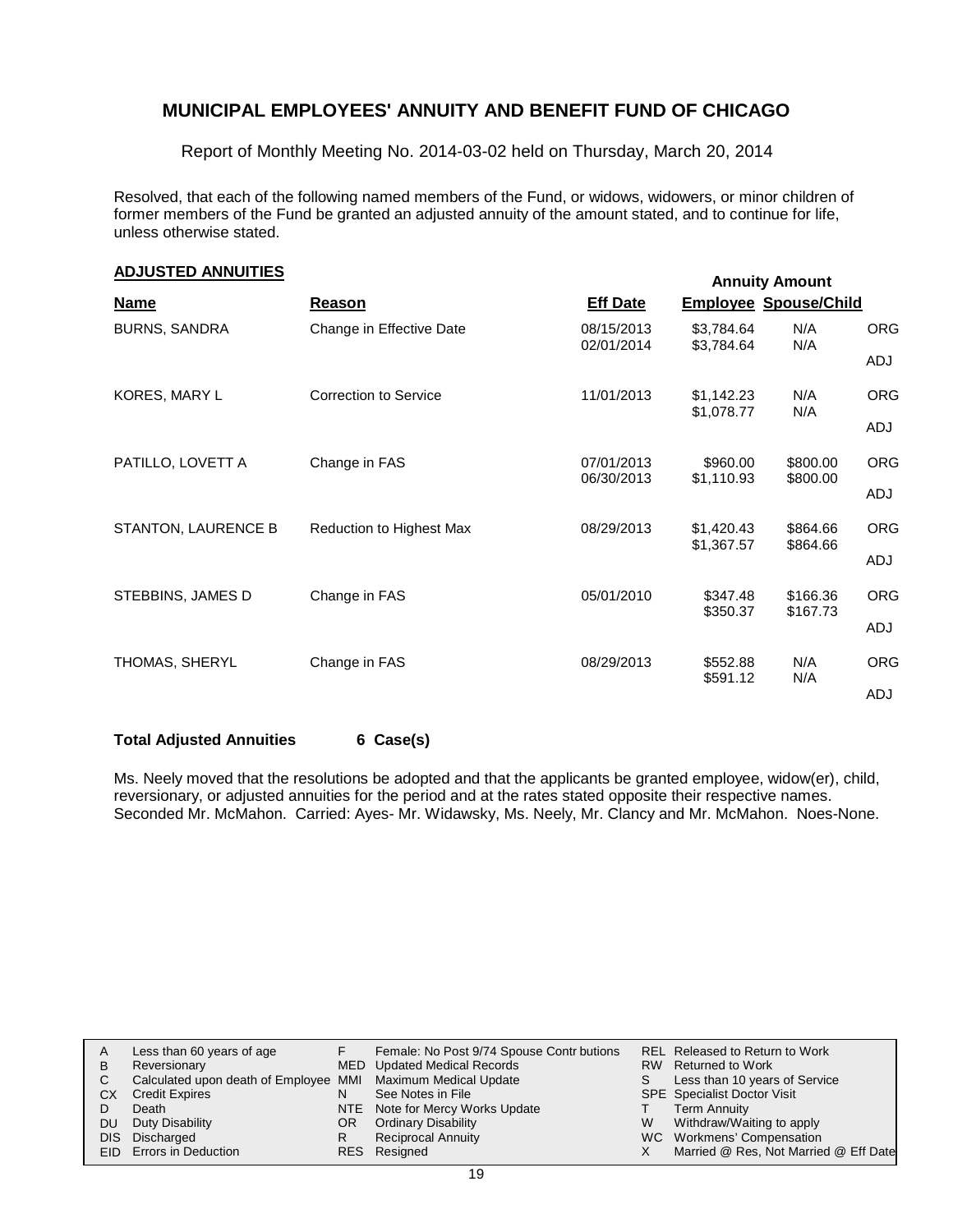# MUNICIPAL EMPLOYEES' ANNUITY AND BENEFIT FUND OF CHICAGO

Report of Monthly Meeting No. 2014-03-02 held on Thursday, March 20, 2014

Resolved, that each of the following named members of the Fund, or widows, widowers, or minor children of former members of the Fund be granted an adjusted annuity of the amount stated, and to continue for life, unless otherwise stated.

## ADJUSTED ANNUITIES

| Name | Reason | Eff Date | Annuity Amount Employee | Annuity Amount Spouse/Child | |
|---|---|---|---|---|---|
| BURNS, SANDRA | Change in Effective Date | 08/15/2013 | $3,784.64 | N/A | ORG |
| | | 02/01/2014 | $3,784.64 | N/A | ADJ |
| KORES, MARY L | Correction to Service | 11/01/2013 | $1,142.23 | N/A | ORG |
| | | | $1,078.77 | N/A | ADJ |
| PATILLO, LOVETT A | Change in FAS | 07/01/2013 | $960.00 | $800.00 | ORG |
| | | 06/30/2013 | $1,110.93 | $800.00 | ADJ |
| STANTON, LAURENCE B | Reduction to Highest Max | 08/29/2013 | $1,420.43 | $864.66 | ORG |
| | | | $1,367.57 | $864.66 | ADJ |
| STEBBINS, JAMES D | Change in FAS | 05/01/2010 | $347.48 | $166.36 | ORG |
| | | | $350.37 | $167.73 | ADJ |
| THOMAS, SHERYL | Change in FAS | 08/29/2013 | $552.88 | N/A | ORG |
| | | | $591.12 | N/A | ADJ |

**Total Adjusted Annuities 6 Case(s)**

Ms. Neely moved that the resolutions be adopted and that the applicants be granted employee, widow(er), child, reversionary, or adjusted annuities for the period and at the rates stated opposite their respective names. Seconded Mr. McMahon. Carried: Ayes- Mr. Widawsky, Ms. Neely, Mr. Clancy and Mr. McMahon. Noes-None.

| | | | | | |
|---|---|---|---|---|---|
| A | Less than 60 years of age | F | Female: No Post 9/74 Spouse Contributions | REL | Released to Return to Work |
| B | Reversionary | MED | Updated Medical Records | RW | Returned to Work |
| C | Calculated upon death of Employee | MMI | Maximum Medical Update | S | Less than 10 years of Service |
| CX | Credit Expires | N | See Notes in File | SPE | Specialist Doctor Visit |
| D | Death | NTE | Note for Mercy Works Update | T | Term Annuity |
| DU | Duty Disability | OR | Ordinary Disability | W | Withdraw/Waiting to apply |
| DIS | Discharged | R | Reciprocal Annuity | WC | Workmens' Compensation |
| EID | Errors in Deduction | RES | Resigned | X | Married @ Res, Not Married @ Eff Date |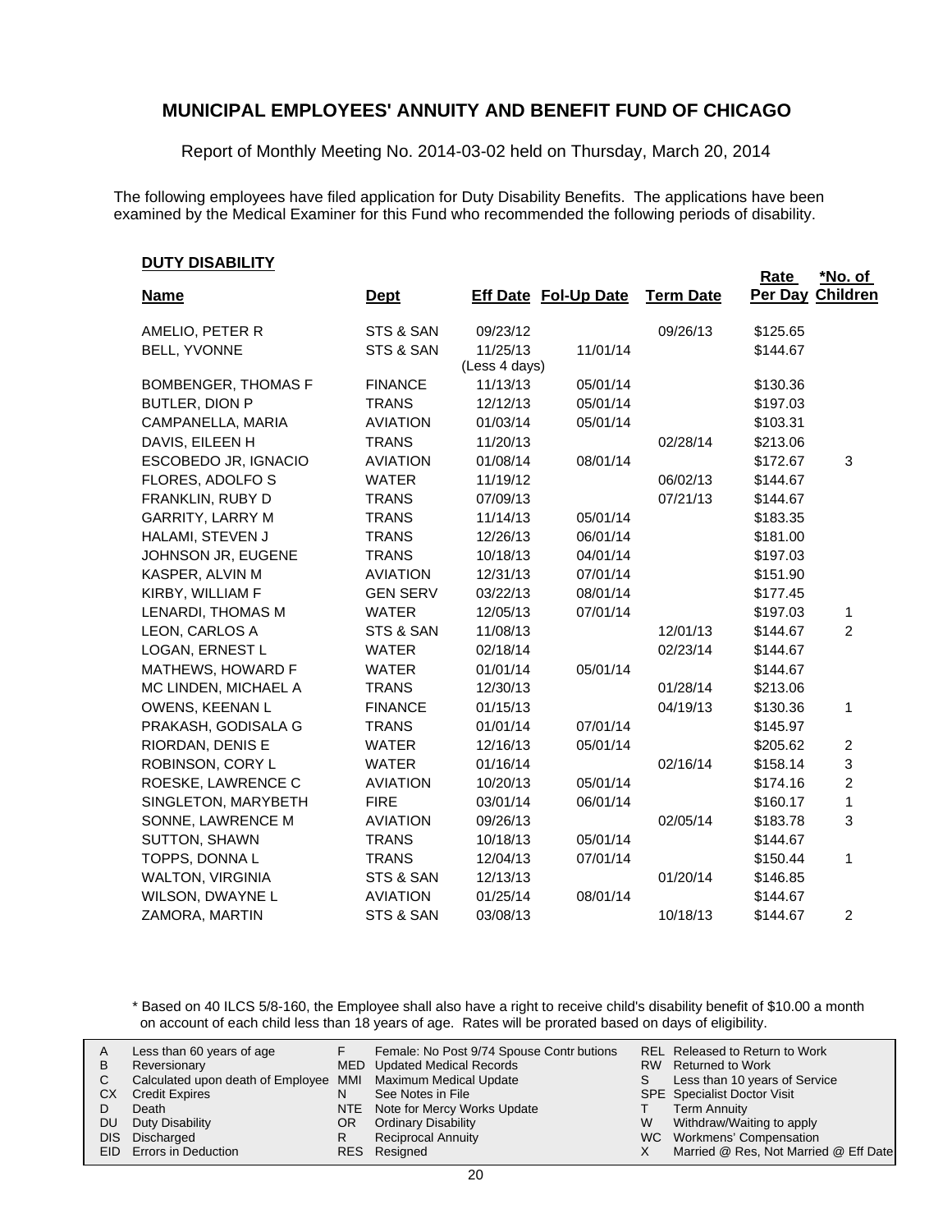# MUNICIPAL EMPLOYEES' ANNUITY AND BENEFIT FUND OF CHICAGO

Report of Monthly Meeting No. 2014-03-02 held on Thursday, March 20, 2014

The following employees have filed application for Duty Disability Benefits. The applications have been examined by the Medical Examiner for this Fund who recommended the following periods of disability.

## DUTY DISABILITY

| Name | Dept | Eff Date | Fol-Up Date | Term Date | Rate Per Day | *No. of Children |
|---|---|---|---|---|---|---|
| AMELIO, PETER R | STS & SAN | 09/23/12 | | 09/26/13 | $125.65 | |
| BELL, YVONNE | STS & SAN | 11/25/13 (Less 4 days) | 11/01/14 | | $144.67 | |
| BOMBENGER, THOMAS F | FINANCE | 11/13/13 | 05/01/14 | | $130.36 | |
| BUTLER, DION P | TRANS | 12/12/13 | 05/01/14 | | $197.03 | |
| CAMPANELLA, MARIA | AVIATION | 01/03/14 | 05/01/14 | | $103.31 | |
| DAVIS, EILEEN H | TRANS | 11/20/13 | | 02/28/14 | $213.06 | |
| ESCOBEDO JR, IGNACIO | AVIATION | 01/08/14 | 08/01/14 | | $172.67 | 3 |
| FLORES, ADOLFO S | WATER | 11/19/12 | | 06/02/13 | $144.67 | |
| FRANKLIN, RUBY D | TRANS | 07/09/13 | | 07/21/13 | $144.67 | |
| GARRITY, LARRY M | TRANS | 11/14/13 | 05/01/14 | | $183.35 | |
| HALAMI, STEVEN J | TRANS | 12/26/13 | 06/01/14 | | $181.00 | |
| JOHNSON JR, EUGENE | TRANS | 10/18/13 | 04/01/14 | | $197.03 | |
| KASPER, ALVIN M | AVIATION | 12/31/13 | 07/01/14 | | $151.90 | |
| KIRBY, WILLIAM F | GEN SERV | 03/22/13 | 08/01/14 | | $177.45 | |
| LENARDI, THOMAS M | WATER | 12/05/13 | 07/01/14 | | $197.03 | 1 |
| LEON, CARLOS A | STS & SAN | 11/08/13 | | 12/01/13 | $144.67 | 2 |
| LOGAN, ERNEST L | WATER | 02/18/14 | | 02/23/14 | $144.67 | |
| MATHEWS, HOWARD F | WATER | 01/01/14 | 05/01/14 | | $144.67 | |
| MC LINDEN, MICHAEL A | TRANS | 12/30/13 | | 01/28/14 | $213.06 | |
| OWENS, KEENAN L | FINANCE | 01/15/13 | | 04/19/13 | $130.36 | 1 |
| PRAKASH, GODISALA G | TRANS | 01/01/14 | 07/01/14 | | $145.97 | |
| RIORDAN, DENIS E | WATER | 12/16/13 | 05/01/14 | | $205.62 | 2 |
| ROBINSON, CORY L | WATER | 01/16/14 | | 02/16/14 | $158.14 | 3 |
| ROESKE, LAWRENCE C | AVIATION | 10/20/13 | 05/01/14 | | $174.16 | 2 |
| SINGLETON, MARYBETH | FIRE | 03/01/14 | 06/01/14 | | $160.17 | 1 |
| SONNE, LAWRENCE M | AVIATION | 09/26/13 | | 02/05/14 | $183.78 | 3 |
| SUTTON, SHAWN | TRANS | 10/18/13 | 05/01/14 | | $144.67 | |
| TOPPS, DONNA L | TRANS | 12/04/13 | 07/01/14 | | $150.44 | 1 |
| WALTON, VIRGINIA | STS & SAN | 12/13/13 | | 01/20/14 | $146.85 | |
| WILSON, DWAYNE L | AVIATION | 01/25/14 | 08/01/14 | | $144.67 | |
| ZAMORA, MARTIN | STS & SAN | 03/08/13 | | 10/18/13 | $144.67 | 2 |

* Based on 40 ILCS 5/8-160, the Employee shall also have a right to receive child's disability benefit of $10.00 a month on account of each child less than 18 years of age. Rates will be prorated based on days of eligibility.

| | | | | | |
|---|---|---|---|---|---|
| A | Less than 60 years of age | F | Female: No Post 9/74 Spouse Contr butions | REL | Released to Return to Work |
| B | Reversionary | MED | Updated Medical Records | RW | Returned to Work |
| C | Calculated upon death of Employee | MMI | Maximum Medical Update | S | Less than 10 years of Service |
| CX | Credit Expires | N | See Notes in File | SPE | Specialist Doctor Visit |
| D | Death | NTE | Note for Mercy Works Update | T | Term Annuity |
| DU | Duty Disability | OR | Ordinary Disability | W | Withdraw/Waiting to apply |
| DIS | Discharged | R | Reciprocal Annuity | WC | Workmens' Compensation |
| EID | Errors in Deduction | RES | Resigned | X | Married @ Res, Not Married @ Eff Date |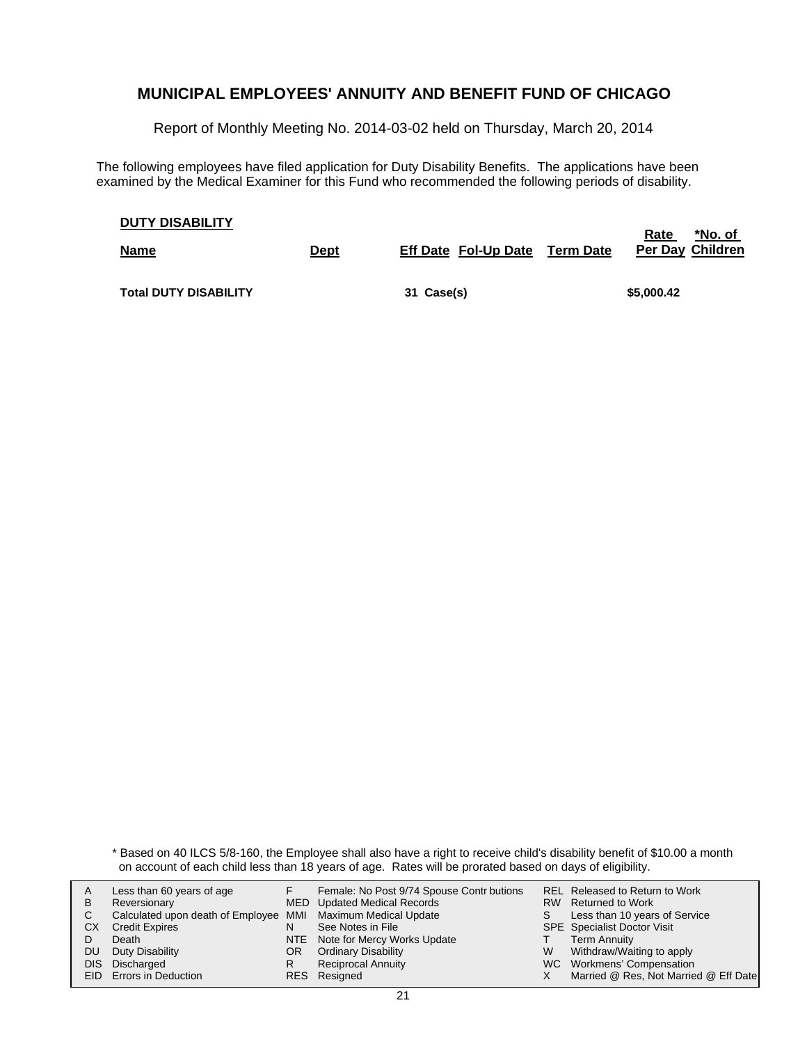# MUNICIPAL EMPLOYEES' ANNUITY AND BENEFIT FUND OF CHICAGO

Report of Monthly Meeting No. 2014-03-02 held on Thursday, March 20, 2014

The following employees have filed application for Duty Disability Benefits. The applications have been examined by the Medical Examiner for this Fund who recommended the following periods of disability.

**DUTY DISABILITY**

| Name | Dept | Eff Date | Fol-Up Date | Term Date | Rate Per Day | *No. of Children |
|---|---|---|---|---|---|---|
| **Total DUTY DISABILITY** | | **31 Case(s)** | | | **$5,000.42** | |

\* Based on 40 ILCS 5/8-160, the Employee shall also have a right to receive child's disability benefit of $10.00 a month on account of each child less than 18 years of age. Rates will be prorated based on days of eligibility.

| | | | | | |
|---|---|---|---|---|---|
| A | Less than 60 years of age | F | Female: No Post 9/74 Spouse Contr butions | REL | Released to Return to Work |
| B | Reversionary | MED | Updated Medical Records | RW | Returned to Work |
| C | Calculated upon death of Employee | MMI | Maximum Medical Update | S | Less than 10 years of Service |
| CX | Credit Expires | N | See Notes in File | SPE | Specialist Doctor Visit |
| D | Death | NTE | Note for Mercy Works Update | T | Term Annuity |
| DU | Duty Disability | OR | Ordinary Disability | W | Withdraw/Waiting to apply |
| DIS | Discharged | R | Reciprocal Annuity | WC | Workmens' Compensation |
| EID | Errors in Deduction | RES | Resigned | X | Married @ Res, Not Married @ Eff Date |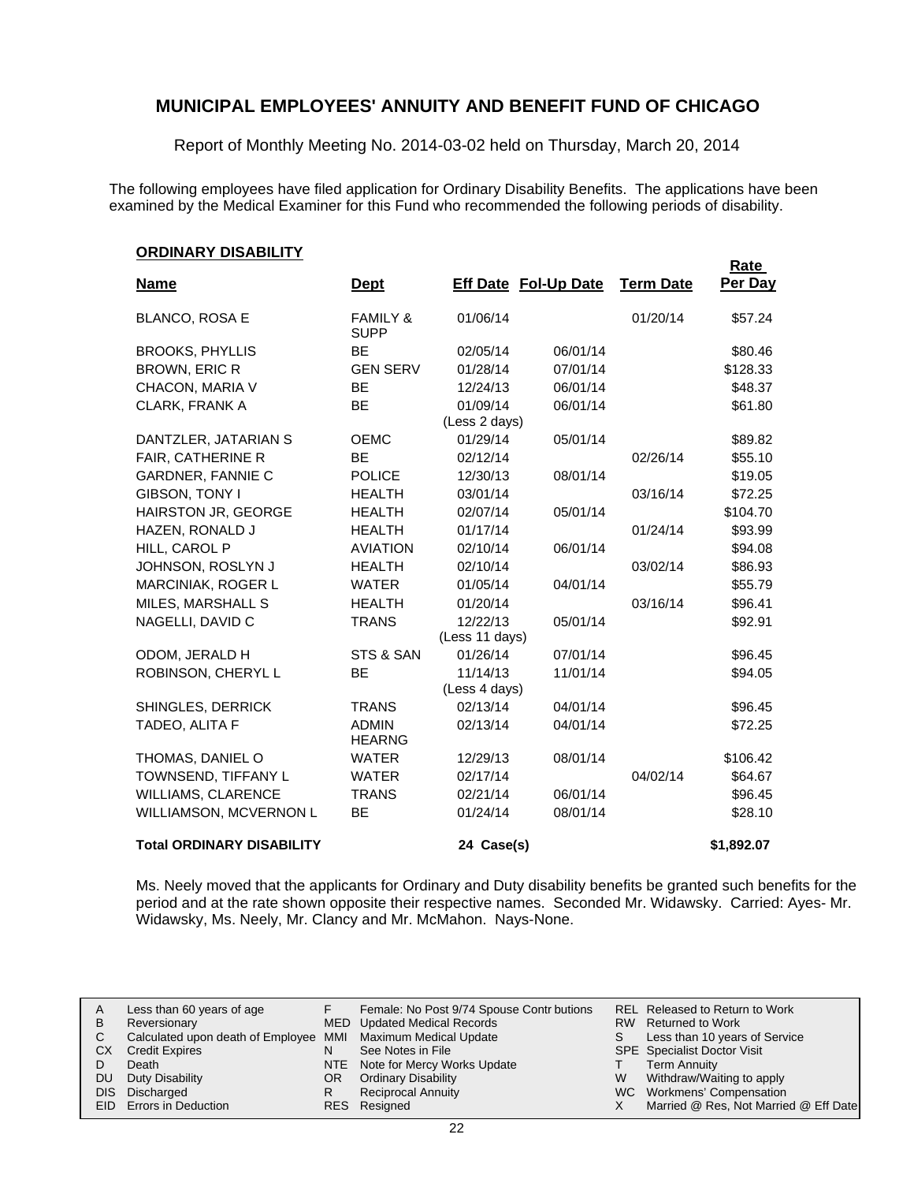# MUNICIPAL EMPLOYEES' ANNUITY AND BENEFIT FUND OF CHICAGO

Report of Monthly Meeting No. 2014-03-02 held on Thursday, March 20, 2014

The following employees have filed application for Ordinary Disability Benefits. The applications have been examined by the Medical Examiner for this Fund who recommended the following periods of disability.

## ORDINARY DISABILITY

| Name | Dept | Eff Date | Fol-Up Date | Term Date | Rate Per Day |
|---|---|---|---|---|---|
| BLANCO, ROSA E | FAMILY & SUPP | 01/06/14 | | 01/20/14 | $57.24 |
| BROOKS, PHYLLIS | BE | 02/05/14 | 06/01/14 | | $80.46 |
| BROWN, ERIC R | GEN SERV | 01/28/14 | 07/01/14 | | $128.33 |
| CHACON, MARIA V | BE | 12/24/13 | 06/01/14 | | $48.37 |
| CLARK, FRANK A | BE | 01/09/14 (Less 2 days) | 06/01/14 | | $61.80 |
| DANTZLER, JATARIAN S | OEMC | 01/29/14 | 05/01/14 | | $89.82 |
| FAIR, CATHERINE R | BE | 02/12/14 | | 02/26/14 | $55.10 |
| GARDNER, FANNIE C | POLICE | 12/30/13 | 08/01/14 | | $19.05 |
| GIBSON, TONY I | HEALTH | 03/01/14 | | 03/16/14 | $72.25 |
| HAIRSTON JR, GEORGE | HEALTH | 02/07/14 | 05/01/14 | | $104.70 |
| HAZEN, RONALD J | HEALTH | 01/17/14 | | 01/24/14 | $93.99 |
| HILL, CAROL P | AVIATION | 02/10/14 | 06/01/14 | | $94.08 |
| JOHNSON, ROSLYN J | HEALTH | 02/10/14 | | 03/02/14 | $86.93 |
| MARCINIAK, ROGER L | WATER | 01/05/14 | 04/01/14 | | $55.79 |
| MILES, MARSHALL S | HEALTH | 01/20/14 | | 03/16/14 | $96.41 |
| NAGELLI, DAVID C | TRANS | 12/22/13 (Less 11 days) | 05/01/14 | | $92.91 |
| ODOM, JERALD H | STS & SAN | 01/26/14 | 07/01/14 | | $96.45 |
| ROBINSON, CHERYL L | BE | 11/14/13 (Less 4 days) | 11/01/14 | | $94.05 |
| SHINGLES, DERRICK | TRANS | 02/13/14 | 04/01/14 | | $96.45 |
| TADEO, ALITA F | ADMIN HEARNG | 02/13/14 | 04/01/14 | | $72.25 |
| THOMAS, DANIEL O | WATER | 12/29/13 | 08/01/14 | | $106.42 |
| TOWNSEND, TIFFANY L | WATER | 02/17/14 | | 04/02/14 | $64.67 |
| WILLIAMS, CLARENCE | TRANS | 02/21/14 | 06/01/14 | | $96.45 |
| WILLIAMSON, MCVERNON L | BE | 01/24/14 | 08/01/14 | | $28.10 |
| **Total ORDINARY DISABILITY** | | **24 Case(s)** | | | **$1,892.07** |

Ms. Neely moved that the applicants for Ordinary and Duty disability benefits be granted such benefits for the period and at the rate shown opposite their respective names. Seconded Mr. Widawsky. Carried: Ayes- Mr. Widawsky, Ms. Neely, Mr. Clancy and Mr. McMahon. Nays-None.

| | | | | | |
|---|---|---|---|---|---|
| A | Less than 60 years of age | F | Female: No Post 9/74 Spouse Contr butions | REL | Released to Return to Work |
| B | Reversionary | MED | Updated Medical Records | RW | Returned to Work |
| C | Calculated upon death of Employee | MMI | Maximum Medical Update | S | Less than 10 years of Service |
| CX | Credit Expires | N | See Notes in File | SPE | Specialist Doctor Visit |
| D | Death | NTE | Note for Mercy Works Update | T | Term Annuity |
| DU | Duty Disability | OR | Ordinary Disability | W | Withdraw/Waiting to apply |
| DIS | Discharged | R | Reciprocal Annuity | WC | Workmens' Compensation |
| EID | Errors in Deduction | RES | Resigned | X | Married @ Res, Not Married @ Eff Date |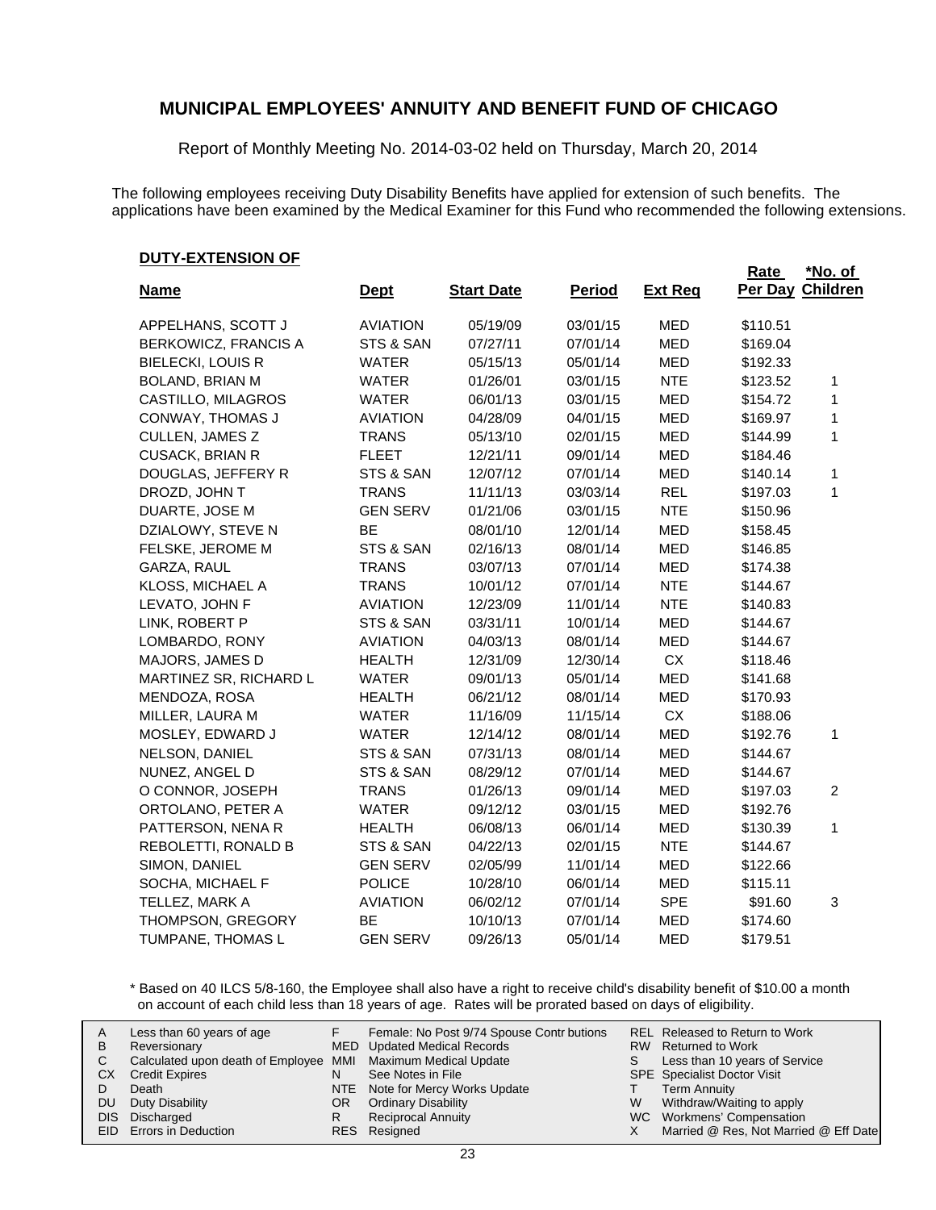# MUNICIPAL EMPLOYEES' ANNUITY AND BENEFIT FUND OF CHICAGO

Report of Monthly Meeting No. 2014-03-02 held on Thursday, March 20, 2014

The following employees receiving Duty Disability Benefits have applied for extension of such benefits. The applications have been examined by the Medical Examiner for this Fund who recommended the following extensions.

**DUTY-EXTENSION OF**

| Name | Dept | Start Date | Period | Ext Req | Rate Per Day | *No. of Children |
|---|---|---|---|---|---|---|
| APPELHANS, SCOTT J | AVIATION | 05/19/09 | 03/01/15 | MED | $110.51 | |
| BERKOWICZ, FRANCIS A | STS & SAN | 07/27/11 | 07/01/14 | MED | $169.04 | |
| BIELECKI, LOUIS R | WATER | 05/15/13 | 05/01/14 | MED | $192.33 | |
| BOLAND, BRIAN M | WATER | 01/26/01 | 03/01/15 | NTE | $123.52 | 1 |
| CASTILLO, MILAGROS | WATER | 06/01/13 | 03/01/15 | MED | $154.72 | 1 |
| CONWAY, THOMAS J | AVIATION | 04/28/09 | 04/01/15 | MED | $169.97 | 1 |
| CULLEN, JAMES Z | TRANS | 05/13/10 | 02/01/15 | MED | $144.99 | 1 |
| CUSACK, BRIAN R | FLEET | 12/21/11 | 09/01/14 | MED | $184.46 | |
| DOUGLAS, JEFFERY R | STS & SAN | 12/07/12 | 07/01/14 | MED | $140.14 | 1 |
| DROZD, JOHN T | TRANS | 11/11/13 | 03/03/14 | REL | $197.03 | 1 |
| DUARTE, JOSE M | GEN SERV | 01/21/06 | 03/01/15 | NTE | $150.96 | |
| DZIALOWY, STEVE N | BE | 08/01/10 | 12/01/14 | MED | $158.45 | |
| FELSKE, JEROME M | STS & SAN | 02/16/13 | 08/01/14 | MED | $146.85 | |
| GARZA, RAUL | TRANS | 03/07/13 | 07/01/14 | MED | $174.38 | |
| KLOSS, MICHAEL A | TRANS | 10/01/12 | 07/01/14 | NTE | $144.67 | |
| LEVATO, JOHN F | AVIATION | 12/23/09 | 11/01/14 | NTE | $140.83 | |
| LINK, ROBERT P | STS & SAN | 03/31/11 | 10/01/14 | MED | $144.67 | |
| LOMBARDO, RONY | AVIATION | 04/03/13 | 08/01/14 | MED | $144.67 | |
| MAJORS, JAMES D | HEALTH | 12/31/09 | 12/30/14 | CX | $118.46 | |
| MARTINEZ SR, RICHARD L | WATER | 09/01/13 | 05/01/14 | MED | $141.68 | |
| MENDOZA, ROSA | HEALTH | 06/21/12 | 08/01/14 | MED | $170.93 | |
| MILLER, LAURA M | WATER | 11/16/09 | 11/15/14 | CX | $188.06 | |
| MOSLEY, EDWARD J | WATER | 12/14/12 | 08/01/14 | MED | $192.76 | 1 |
| NELSON, DANIEL | STS & SAN | 07/31/13 | 08/01/14 | MED | $144.67 | |
| NUNEZ, ANGEL D | STS & SAN | 08/29/12 | 07/01/14 | MED | $144.67 | |
| O CONNOR, JOSEPH | TRANS | 01/26/13 | 09/01/14 | MED | $197.03 | 2 |
| ORTOLANO, PETER A | WATER | 09/12/12 | 03/01/15 | MED | $192.76 | |
| PATTERSON, NENA R | HEALTH | 06/08/13 | 06/01/14 | MED | $130.39 | 1 |
| REBOLETTI, RONALD B | STS & SAN | 04/22/13 | 02/01/15 | NTE | $144.67 | |
| SIMON, DANIEL | GEN SERV | 02/05/99 | 11/01/14 | MED | $122.66 | |
| SOCHA, MICHAEL F | POLICE | 10/28/10 | 06/01/14 | MED | $115.11 | |
| TELLEZ, MARK A | AVIATION | 06/02/12 | 07/01/14 | SPE | $91.60 | 3 |
| THOMPSON, GREGORY | BE | 10/10/13 | 07/01/14 | MED | $174.60 | |
| TUMPANE, THOMAS L | GEN SERV | 09/26/13 | 05/01/14 | MED | $179.51 | |

\* Based on 40 ILCS 5/8-160, the Employee shall also have a right to receive child's disability benefit of $10.00 a month on account of each child less than 18 years of age. Rates will be prorated based on days of eligibility.

| | | | | | |
|---|---|---|---|---|---|
| A | Less than 60 years of age | F | Female: No Post 9/74 Spouse Contr butions | REL | Released to Return to Work |
| B | Reversionary | MED | Updated Medical Records | RW | Returned to Work |
| C | Calculated upon death of Employee | MMI | Maximum Medical Update | S | Less than 10 years of Service |
| CX | Credit Expires | N | See Notes in File | SPE | Specialist Doctor Visit |
| D | Death | NTE | Note for Mercy Works Update | T | Term Annuity |
| DU | Duty Disability | OR | Ordinary Disability | W | Withdraw/Waiting to apply |
| DIS | Discharged | R | Reciprocal Annuity | WC | Workmens' Compensation |
| EID | Errors in Deduction | RES | Resigned | X | Married @ Res, Not Married @ Eff Date |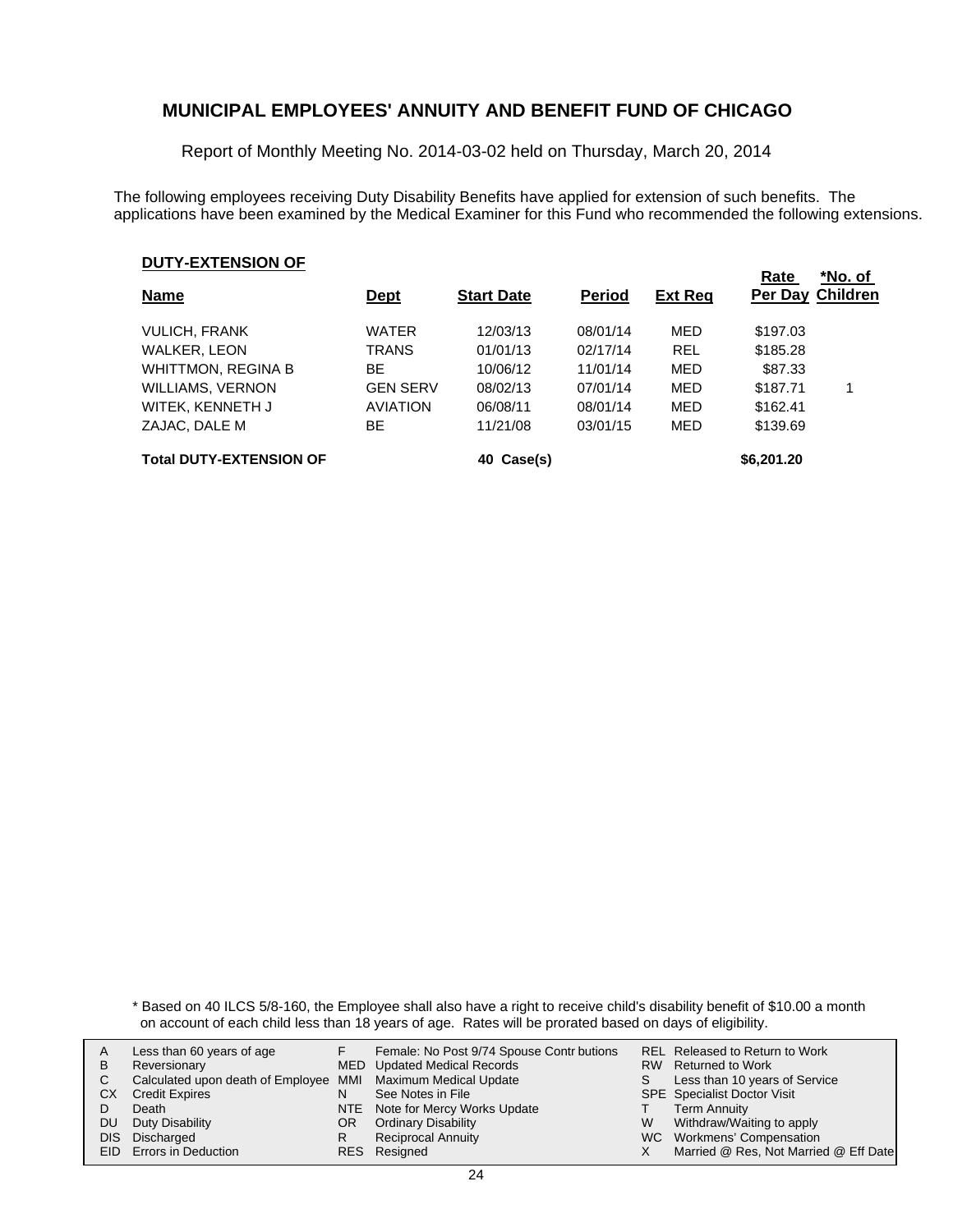# MUNICIPAL EMPLOYEES' ANNUITY AND BENEFIT FUND OF CHICAGO

Report of Monthly Meeting No. 2014-03-02 held on Thursday, March 20, 2014

The following employees receiving Duty Disability Benefits have applied for extension of such benefits. The applications have been examined by the Medical Examiner for this Fund who recommended the following extensions.

**DUTY-EXTENSION OF**

| Name | Dept | Start Date | Period | Ext Req | Rate Per Day | *No. of Children |
|---|---|---|---|---|---|---|
| VULICH, FRANK | WATER | 12/03/13 | 08/01/14 | MED | $197.03 | |
| WALKER, LEON | TRANS | 01/01/13 | 02/17/14 | REL | $185.28 | |
| WHITTMON, REGINA B | BE | 10/06/12 | 11/01/14 | MED | $87.33 | |
| WILLIAMS, VERNON | GEN SERV | 08/02/13 | 07/01/14 | MED | $187.71 | 1 |
| WITEK, KENNETH J | AVIATION | 06/08/11 | 08/01/14 | MED | $162.41 | |
| ZAJAC, DALE M | BE | 11/21/08 | 03/01/15 | MED | $139.69 | |
| **Total DUTY-EXTENSION OF** | | **40 Case(s)** | | | **$6,201.20** | |

\* Based on 40 ILCS 5/8-160, the Employee shall also have a right to receive child's disability benefit of $10.00 a month on account of each child less than 18 years of age. Rates will be prorated based on days of eligibility.

| | | | | | |
|---|---|---|---|---|---|
| A | Less than 60 years of age | F | Female: No Post 9/74 Spouse Contr butions | REL | Released to Return to Work |
| B | Reversionary | MED | Updated Medical Records | RW | Returned to Work |
| C | Calculated upon death of Employee | MMI | Maximum Medical Update | S | Less than 10 years of Service |
| CX | Credit Expires | N | See Notes in File | SPE | Specialist Doctor Visit |
| D | Death | NTE | Note for Mercy Works Update | T | Term Annuity |
| DU | Duty Disability | OR | Ordinary Disability | W | Withdraw/Waiting to apply |
| DIS | Discharged | R | Reciprocal Annuity | WC | Workmens' Compensation |
| EID | Errors in Deduction | RES | Resigned | X | Married @ Res, Not Married @ Eff Date |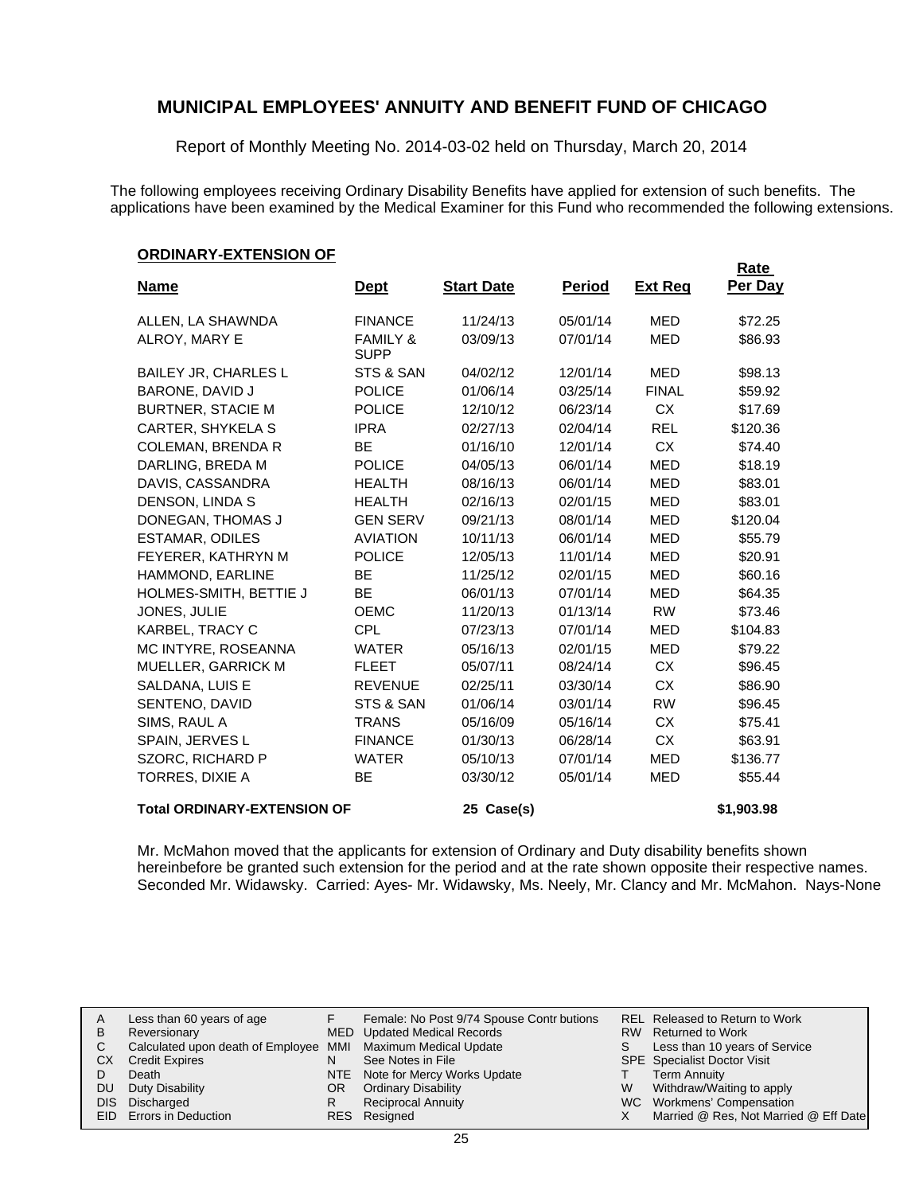# MUNICIPAL EMPLOYEES' ANNUITY AND BENEFIT FUND OF CHICAGO

Report of Monthly Meeting No. 2014-03-02 held on Thursday, March 20, 2014

The following employees receiving Ordinary Disability Benefits have applied for extension of such benefits. The applications have been examined by the Medical Examiner for this Fund who recommended the following extensions.

**ORDINARY-EXTENSION OF**

| Name | Dept | Start Date | Period | Ext Req | Rate Per Day |
|---|---|---|---|---|---|
| ALLEN, LA SHAWNDA | FINANCE | 11/24/13 | 05/01/14 | MED | $72.25 |
| ALROY, MARY E | FAMILY & SUPP | 03/09/13 | 07/01/14 | MED | $86.93 |
| BAILEY JR, CHARLES L | STS & SAN | 04/02/12 | 12/01/14 | MED | $98.13 |
| BARONE, DAVID J | POLICE | 01/06/14 | 03/25/14 | FINAL | $59.92 |
| BURTNER, STACIE M | POLICE | 12/10/12 | 06/23/14 | CX | $17.69 |
| CARTER, SHYKELA S | IPRA | 02/27/13 | 02/04/14 | REL | $120.36 |
| COLEMAN, BRENDA R | BE | 01/16/10 | 12/01/14 | CX | $74.40 |
| DARLING, BREDA M | POLICE | 04/05/13 | 06/01/14 | MED | $18.19 |
| DAVIS, CASSANDRA | HEALTH | 08/16/13 | 06/01/14 | MED | $83.01 |
| DENSON, LINDA S | HEALTH | 02/16/13 | 02/01/15 | MED | $83.01 |
| DONEGAN, THOMAS J | GEN SERV | 09/21/13 | 08/01/14 | MED | $120.04 |
| ESTAMAR, ODILES | AVIATION | 10/11/13 | 06/01/14 | MED | $55.79 |
| FEYERER, KATHRYN M | POLICE | 12/05/13 | 11/01/14 | MED | $20.91 |
| HAMMOND, EARLINE | BE | 11/25/12 | 02/01/15 | MED | $60.16 |
| HOLMES-SMITH, BETTIE J | BE | 06/01/13 | 07/01/14 | MED | $64.35 |
| JONES, JULIE | OEMC | 11/20/13 | 01/13/14 | RW | $73.46 |
| KARBEL, TRACY C | CPL | 07/23/13 | 07/01/14 | MED | $104.83 |
| MC INTYRE, ROSEANNA | WATER | 05/16/13 | 02/01/15 | MED | $79.22 |
| MUELLER, GARRICK M | FLEET | 05/07/11 | 08/24/14 | CX | $96.45 |
| SALDANA, LUIS E | REVENUE | 02/25/11 | 03/30/14 | CX | $86.90 |
| SENTENO, DAVID | STS & SAN | 01/06/14 | 03/01/14 | RW | $96.45 |
| SIMS, RAUL A | TRANS | 05/16/09 | 05/16/14 | CX | $75.41 |
| SPAIN, JERVES L | FINANCE | 01/30/13 | 06/28/14 | CX | $63.91 |
| SZORC, RICHARD P | WATER | 05/10/13 | 07/01/14 | MED | $136.77 |
| TORRES, DIXIE A | BE | 03/30/12 | 05/01/14 | MED | $55.44 |
| **Total ORDINARY-EXTENSION OF** | | **25 Case(s)** | | | **$1,903.98** |

Mr. McMahon moved that the applicants for extension of Ordinary and Duty disability benefits shown hereinbefore be granted such extension for the period and at the rate shown opposite their respective names. Seconded Mr. Widawsky. Carried: Ayes- Mr. Widawsky, Ms. Neely, Mr. Clancy and Mr. McMahon. Nays-None

| | | | | | |
|---|---|---|---|---|---|
| A | Less than 60 years of age | F | Female: No Post 9/74 Spouse Contr butions | REL | Released to Return to Work |
| B | Reversionary | MED | Updated Medical Records | RW | Returned to Work |
| C | Calculated upon death of Employee | MMI | Maximum Medical Update | S | Less than 10 years of Service |
| CX | Credit Expires | N | See Notes in File | SPE | Specialist Doctor Visit |
| D | Death | NTE | Note for Mercy Works Update | T | Term Annuity |
| DU | Duty Disability | OR | Ordinary Disability | W | Withdraw/Waiting to apply |
| DIS | Discharged | R | Reciprocal Annuity | WC | Workmens' Compensation |
| EID | Errors in Deduction | RES | Resigned | X | Married @ Res, Not Married @ Eff Date |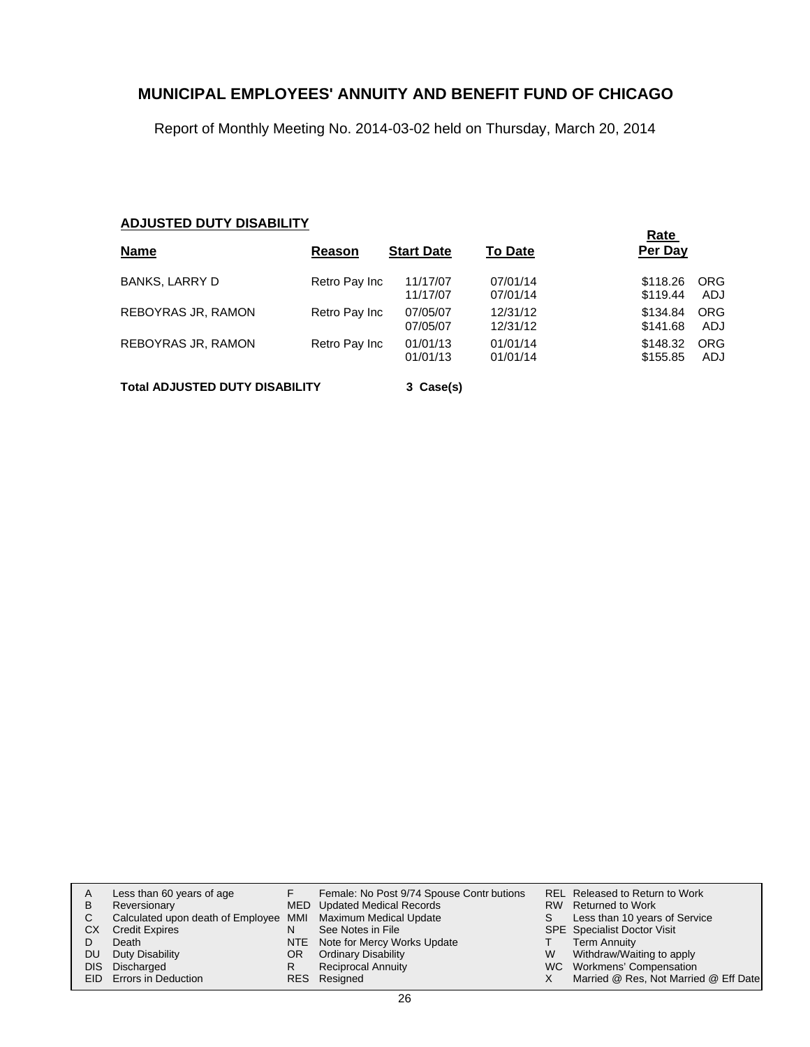# MUNICIPAL EMPLOYEES' ANNUITY AND BENEFIT FUND OF CHICAGO

Report of Monthly Meeting No. 2014-03-02 held on Thursday, March 20, 2014

## ADJUSTED DUTY DISABILITY

| Name | Reason | Start Date | To Date | Rate Per Day | |
|---|---|---|---|---|---|
| BANKS, LARRY D | Retro Pay Inc | 11/17/07 | 07/01/14 | $118.26 | ORG |
| | | 11/17/07 | 07/01/14 | $119.44 | ADJ |
| REBOYRAS JR, RAMON | Retro Pay Inc | 07/05/07 | 12/31/12 | $134.84 | ORG |
| | | 07/05/07 | 12/31/12 | $141.68 | ADJ |
| REBOYRAS JR, RAMON | Retro Pay Inc | 01/01/13 | 01/01/14 | $148.32 | ORG |
| | | 01/01/13 | 01/01/14 | $155.85 | ADJ |

**Total ADJUSTED DUTY DISABILITY** **3 Case(s)**

| | | | | | |
|---|---|---|---|---|---|
| A | Less than 60 years of age | F | Female: No Post 9/74 Spouse Contr butions | REL | Released to Return to Work |
| B | Reversionary | MED | Updated Medical Records | RW | Returned to Work |
| C | Calculated upon death of Employee | MMI | Maximum Medical Update | S | Less than 10 years of Service |
| CX | Credit Expires | N | See Notes in File | SPE | Specialist Doctor Visit |
| D | Death | NTE | Note for Mercy Works Update | T | Term Annuity |
| DU | Duty Disability | OR | Ordinary Disability | W | Withdraw/Waiting to apply |
| DIS | Discharged | R | Reciprocal Annuity | WC | Workmens' Compensation |
| EID | Errors in Deduction | RES | Resigned | X | Married @ Res, Not Married @ Eff Date |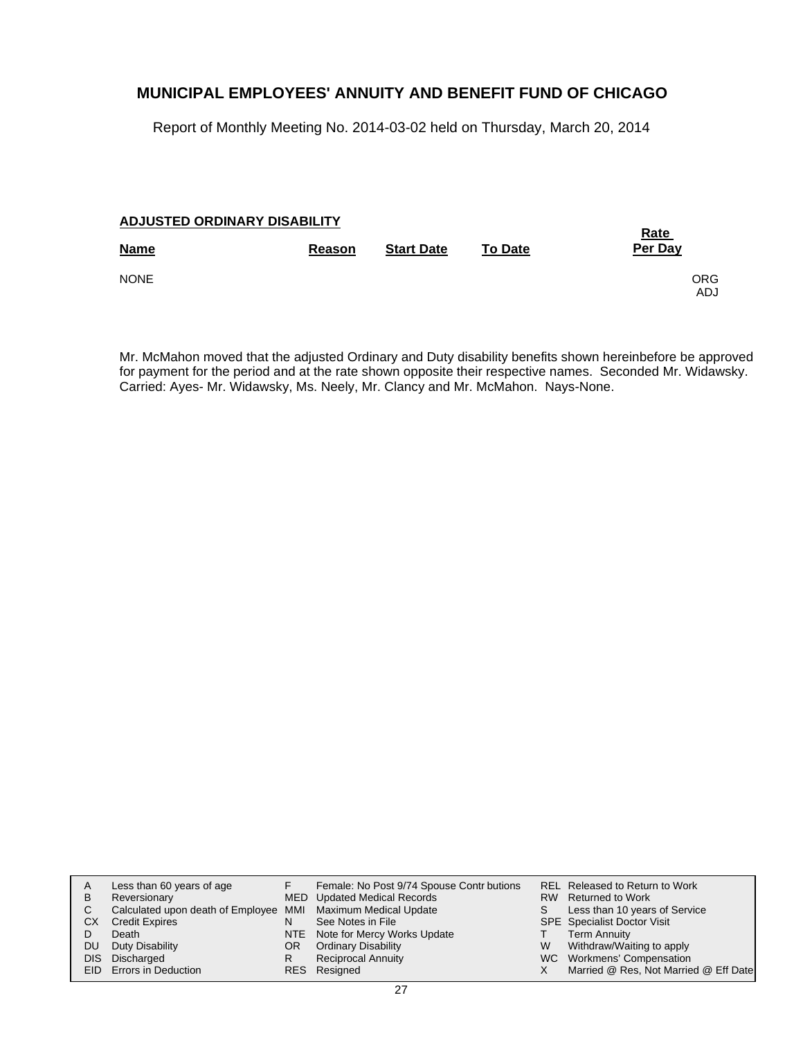# MUNICIPAL EMPLOYEES' ANNUITY AND BENEFIT FUND OF CHICAGO

Report of Monthly Meeting No. 2014-03-02 held on Thursday, March 20, 2014

**ADJUSTED ORDINARY DISABILITY**

| Name | Reason | Start Date | To Date | Rate Per Day |
|---|---|---|---|---|
| NONE | | | | ORG ADJ |

Mr. McMahon moved that the adjusted Ordinary and Duty disability benefits shown hereinbefore be approved for payment for the period and at the rate shown opposite their respective names. Seconded Mr. Widawsky. Carried: Ayes- Mr. Widawsky, Ms. Neely, Mr. Clancy and Mr. McMahon. Nays-None.

| | | | | | |
|---|---|---|---|---|---|
| A | Less than 60 years of age | F | Female: No Post 9/74 Spouse Contr butions | REL | Released to Return to Work |
| B | Reversionary | MED | Updated Medical Records | RW | Returned to Work |
| C | Calculated upon death of Employee | MMI | Maximum Medical Update | S | Less than 10 years of Service |
| CX | Credit Expires | N | See Notes in File | SPE | Specialist Doctor Visit |
| D | Death | NTE | Note for Mercy Works Update | T | Term Annuity |
| DU | Duty Disability | OR | Ordinary Disability | W | Withdraw/Waiting to apply |
| DIS | Discharged | R | Reciprocal Annuity | WC | Workmens' Compensation |
| EID | Errors in Deduction | RES | Resigned | X | Married @ Res, Not Married @ Eff Date |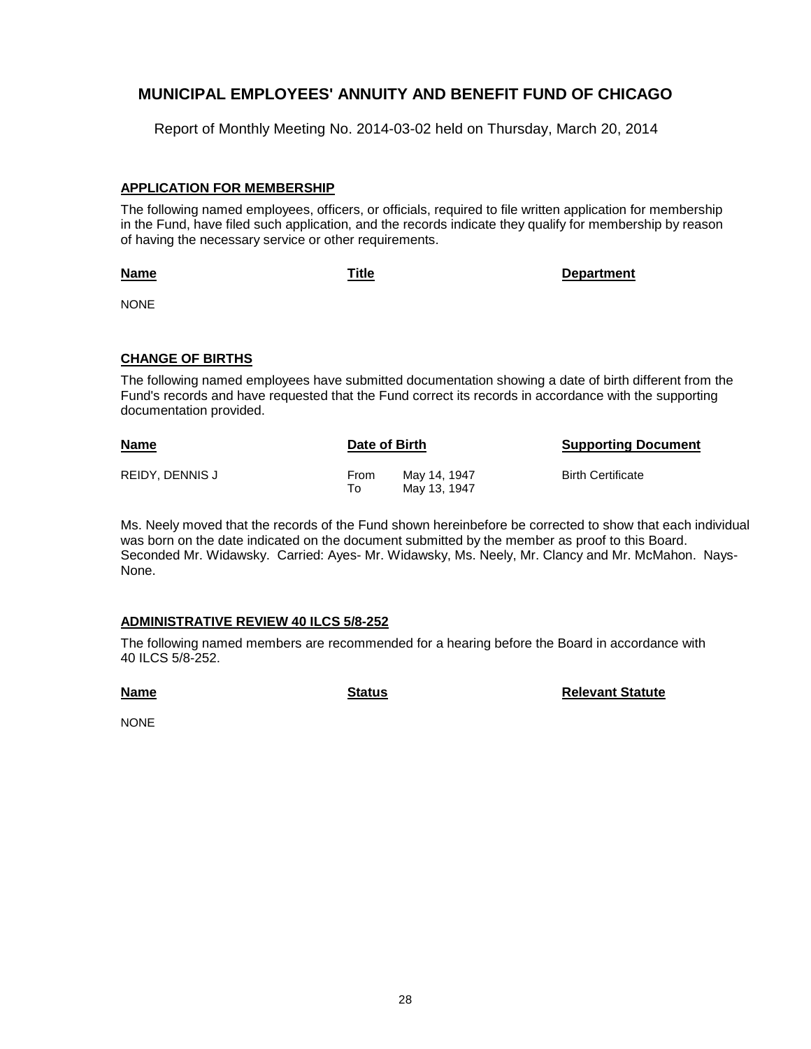# MUNICIPAL EMPLOYEES' ANNUITY AND BENEFIT FUND OF CHICAGO

Report of Monthly Meeting No. 2014-03-02 held on Thursday, March 20, 2014

## APPLICATION FOR MEMBERSHIP

The following named employees, officers, or officials, required to file written application for membership in the Fund, have filed such application, and the records indicate they qualify for membership by reason of having the necessary service or other requirements.

| Name | Title | Department |
|---|---|---|
| NONE | | |

## CHANGE OF BIRTHS

The following named employees have submitted documentation showing a date of birth different from the Fund's records and have requested that the Fund correct its records in accordance with the supporting documentation provided.

| Name | Date of Birth | | Supporting Document |
|---|---|---|---|
| REIDY, DENNIS J | From | May 14, 1947 | Birth Certificate |
| | To | May 13, 1947 | |

Ms. Neely moved that the records of the Fund shown hereinbefore be corrected to show that each individual was born on the date indicated on the document submitted by the member as proof to this Board. Seconded Mr. Widawsky. Carried: Ayes- Mr. Widawsky, Ms. Neely, Mr. Clancy and Mr. McMahon. Nays- None.

## ADMINISTRATIVE REVIEW 40 ILCS 5/8-252

The following named members are recommended for a hearing before the Board in accordance with 40 ILCS 5/8-252.

| Name | Status | Relevant Statute |
|---|---|---|
| NONE | | |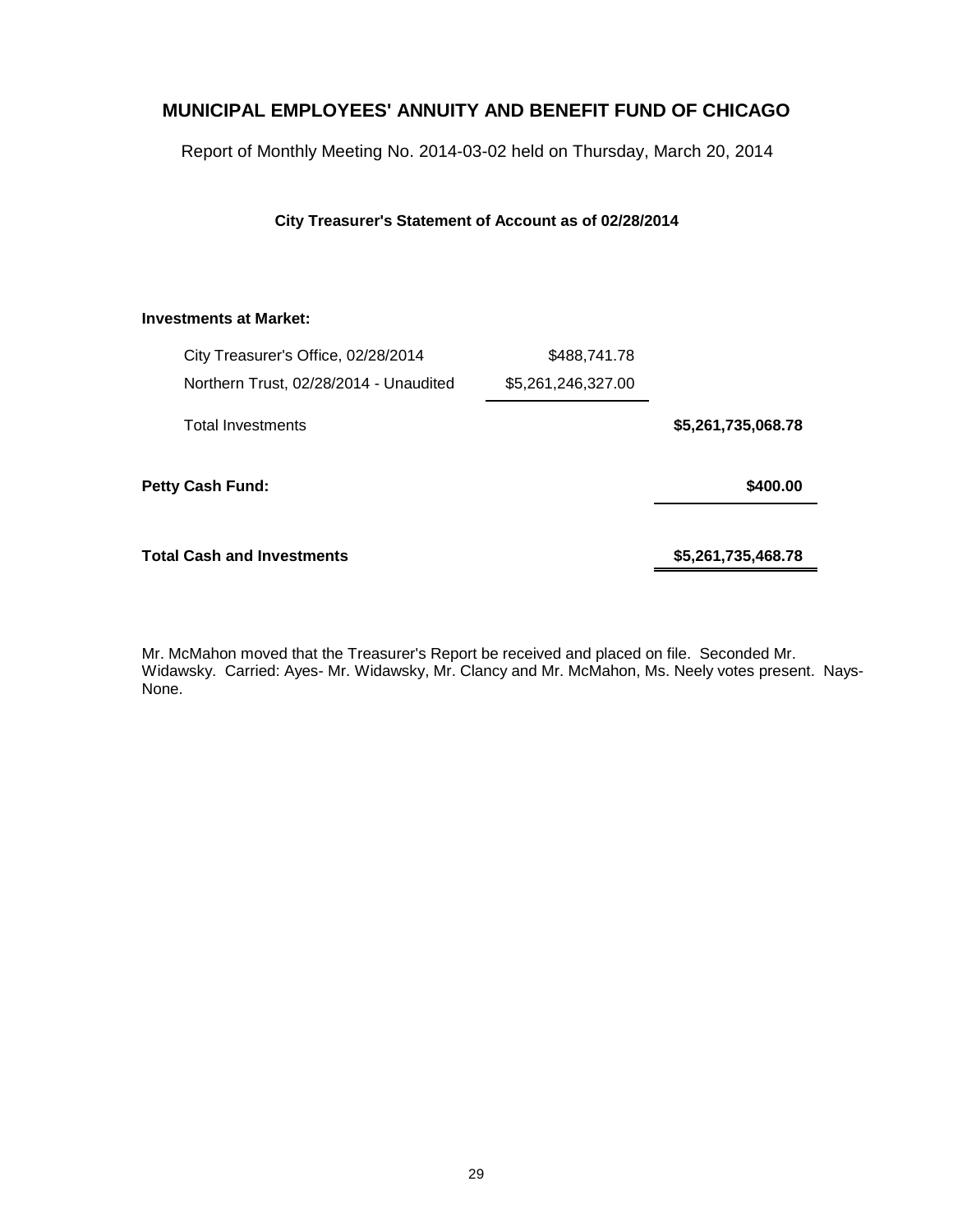# MUNICIPAL EMPLOYEES' ANNUITY AND BENEFIT FUND OF CHICAGO

Report of Monthly Meeting No. 2014-03-02 held on Thursday, March 20, 2014

**City Treasurer's Statement of Account as of 02/28/2014**

| | | |
|---|---|---|
| **Investments at Market:** | | |
| City Treasurer's Office, 02/28/2014 | $488,741.78 | |
| Northern Trust, 02/28/2014 - Unaudited | $5,261,246,327.00 | |
| Total Investments | | **$5,261,735,068.78** |
| **Petty Cash Fund:** | | **$400.00** |
| **Total Cash and Investments** | | **$5,261,735,468.78** |

Mr. McMahon moved that the Treasurer's Report be received and placed on file. Seconded Mr. Widawsky. Carried: Ayes- Mr. Widawsky, Mr. Clancy and Mr. McMahon, Ms. Neely votes present. Nays-None.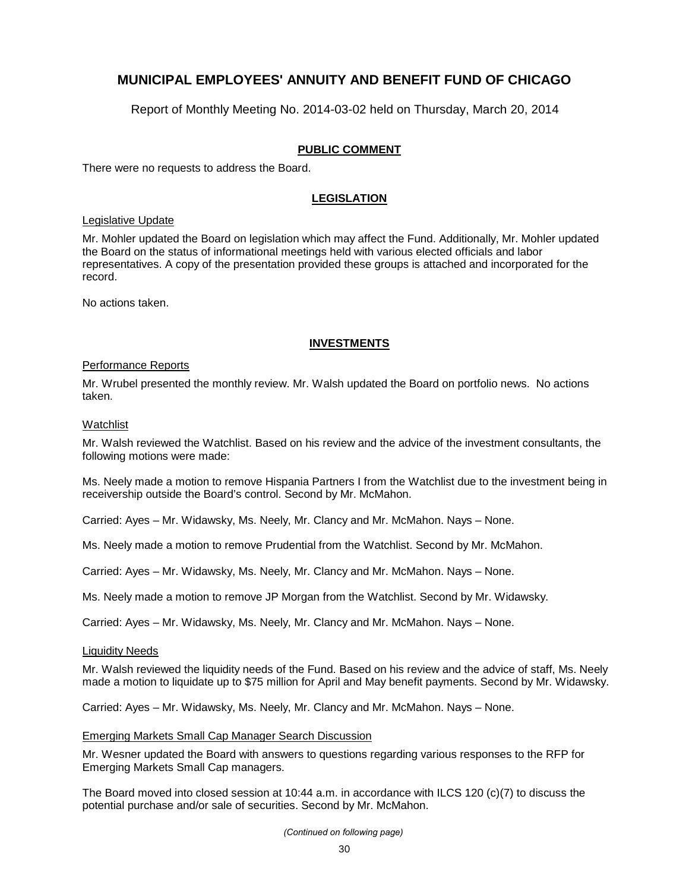# MUNICIPAL EMPLOYEES' ANNUITY AND BENEFIT FUND OF CHICAGO

Report of Monthly Meeting No. 2014-03-02 held on Thursday, March 20, 2014

## PUBLIC COMMENT

There were no requests to address the Board.

## LEGISLATION

### Legislative Update

Mr. Mohler updated the Board on legislation which may affect the Fund. Additionally, Mr. Mohler updated the Board on the status of informational meetings held with various elected officials and labor representatives. A copy of the presentation provided these groups is attached and incorporated for the record.

No actions taken.

## INVESTMENTS

### Performance Reports

Mr. Wrubel presented the monthly review. Mr. Walsh updated the Board on portfolio news. No actions taken.

### Watchlist

Mr. Walsh reviewed the Watchlist. Based on his review and the advice of the investment consultants, the following motions were made:

Ms. Neely made a motion to remove Hispania Partners I from the Watchlist due to the investment being in receivership outside the Board's control. Second by Mr. McMahon.

Carried: Ayes – Mr. Widawsky, Ms. Neely, Mr. Clancy and Mr. McMahon. Nays – None.

Ms. Neely made a motion to remove Prudential from the Watchlist. Second by Mr. McMahon.

Carried: Ayes – Mr. Widawsky, Ms. Neely, Mr. Clancy and Mr. McMahon. Nays – None.

Ms. Neely made a motion to remove JP Morgan from the Watchlist. Second by Mr. Widawsky.

Carried: Ayes – Mr. Widawsky, Ms. Neely, Mr. Clancy and Mr. McMahon. Nays – None.

### Liquidity Needs

Mr. Walsh reviewed the liquidity needs of the Fund. Based on his review and the advice of staff, Ms. Neely made a motion to liquidate up to $75 million for April and May benefit payments. Second by Mr. Widawsky.

Carried: Ayes – Mr. Widawsky, Ms. Neely, Mr. Clancy and Mr. McMahon. Nays – None.

### Emerging Markets Small Cap Manager Search Discussion

Mr. Wesner updated the Board with answers to questions regarding various responses to the RFP for Emerging Markets Small Cap managers.

The Board moved into closed session at 10:44 a.m. in accordance with ILCS 120 (c)(7) to discuss the potential purchase and/or sale of securities. Second by Mr. McMahon.

*(Continued on following page)*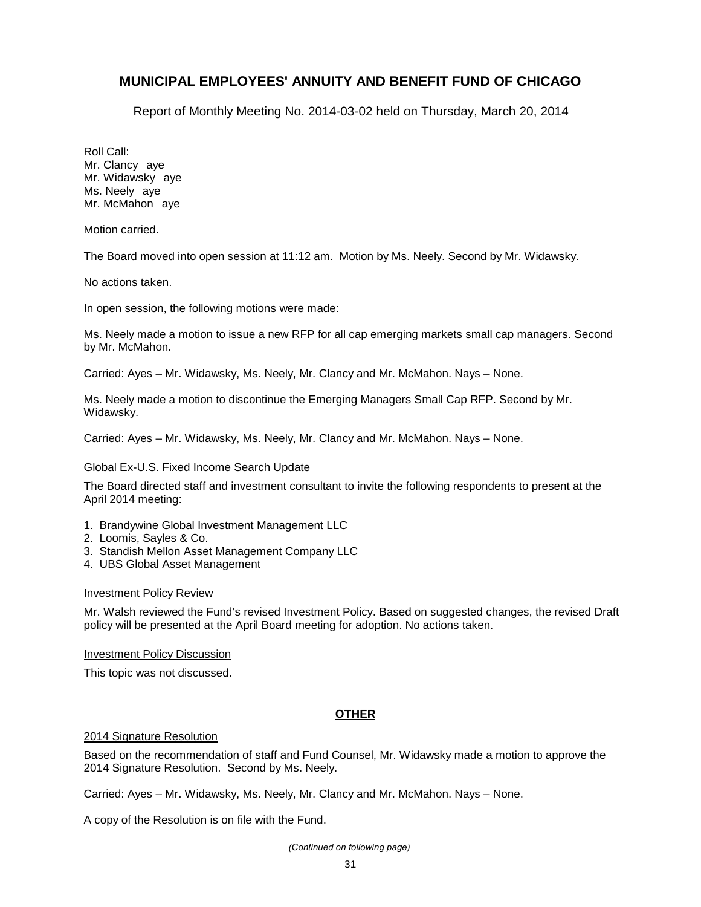# MUNICIPAL EMPLOYEES' ANNUITY AND BENEFIT FUND OF CHICAGO

Report of Monthly Meeting No. 2014-03-02 held on Thursday, March 20, 2014

Roll Call:
Mr. Clancy aye
Mr. Widawsky aye
Ms. Neely aye
Mr. McMahon aye

Motion carried.

The Board moved into open session at 11:12 am. Motion by Ms. Neely. Second by Mr. Widawsky.

No actions taken.

In open session, the following motions were made:

Ms. Neely made a motion to issue a new RFP for all cap emerging markets small cap managers. Second by Mr. McMahon.

Carried: Ayes – Mr. Widawsky, Ms. Neely, Mr. Clancy and Mr. McMahon. Nays – None.

Ms. Neely made a motion to discontinue the Emerging Managers Small Cap RFP. Second by Mr. Widawsky.

Carried: Ayes – Mr. Widawsky, Ms. Neely, Mr. Clancy and Mr. McMahon. Nays – None.

Global Ex-U.S. Fixed Income Search Update

The Board directed staff and investment consultant to invite the following respondents to present at the April 2014 meeting:

1. Brandywine Global Investment Management LLC
2. Loomis, Sayles & Co.
3. Standish Mellon Asset Management Company LLC
4. UBS Global Asset Management

Investment Policy Review

Mr. Walsh reviewed the Fund's revised Investment Policy. Based on suggested changes, the revised Draft policy will be presented at the April Board meeting for adoption. No actions taken.

Investment Policy Discussion

This topic was not discussed.

## OTHER

2014 Signature Resolution

Based on the recommendation of staff and Fund Counsel, Mr. Widawsky made a motion to approve the 2014 Signature Resolution. Second by Ms. Neely.

Carried: Ayes – Mr. Widawsky, Ms. Neely, Mr. Clancy and Mr. McMahon. Nays – None.

A copy of the Resolution is on file with the Fund.

*(Continued on following page)*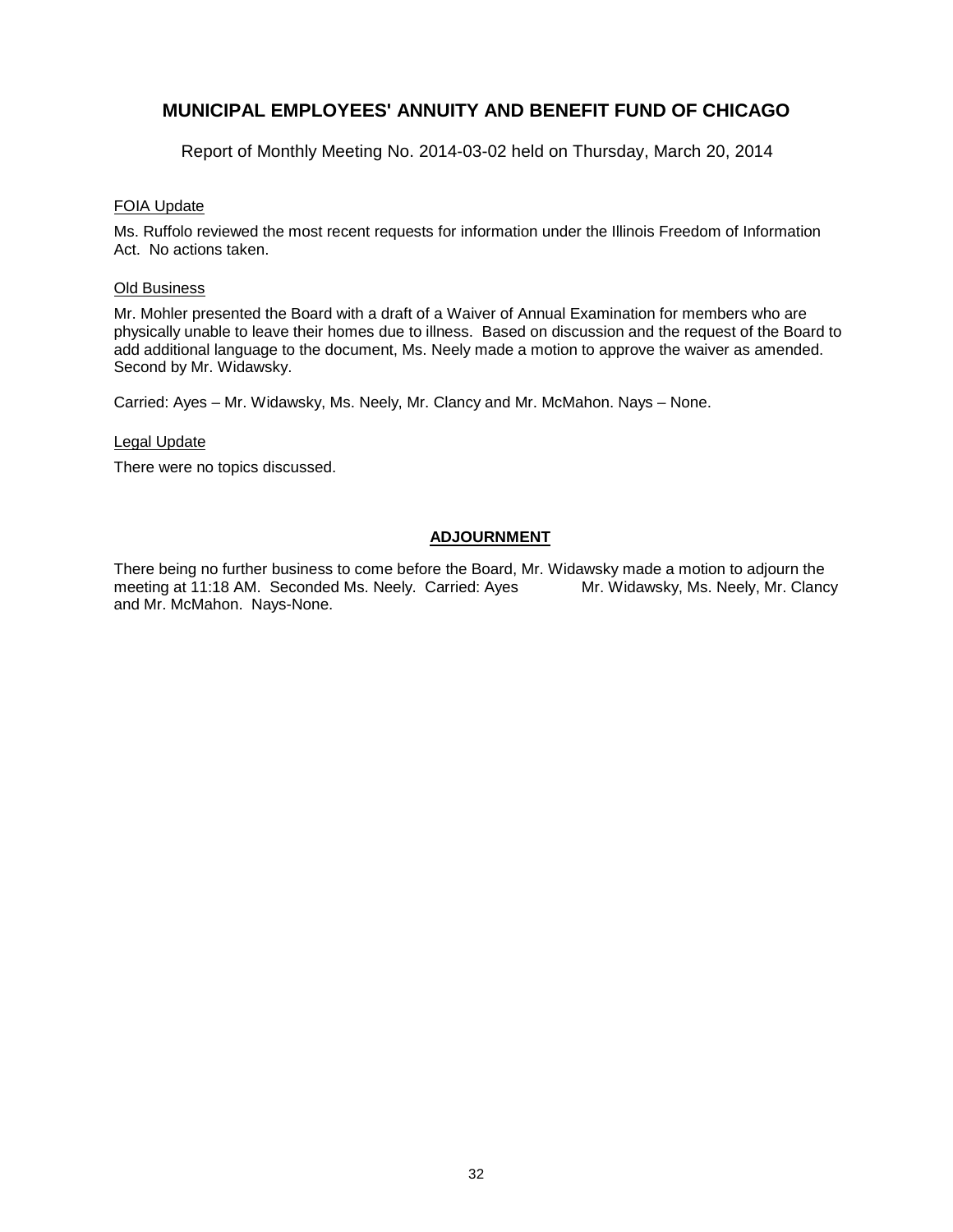# MUNICIPAL EMPLOYEES' ANNUITY AND BENEFIT FUND OF CHICAGO

Report of Monthly Meeting No. 2014-03-02 held on Thursday, March 20, 2014

FOIA Update

Ms. Ruffolo reviewed the most recent requests for information under the Illinois Freedom of Information Act. No actions taken.

Old Business

Mr. Mohler presented the Board with a draft of a Waiver of Annual Examination for members who are physically unable to leave their homes due to illness. Based on discussion and the request of the Board to add additional language to the document, Ms. Neely made a motion to approve the waiver as amended. Second by Mr. Widawsky.

Carried: Ayes – Mr. Widawsky, Ms. Neely, Mr. Clancy and Mr. McMahon. Nays – None.

Legal Update

There were no topics discussed.

## ADJOURNMENT

There being no further business to come before the Board, Mr. Widawsky made a motion to adjourn the meeting at 11:18 AM. Seconded Ms. Neely. Carried: Ayes Mr. Widawsky, Ms. Neely, Mr. Clancy and Mr. McMahon. Nays-None.